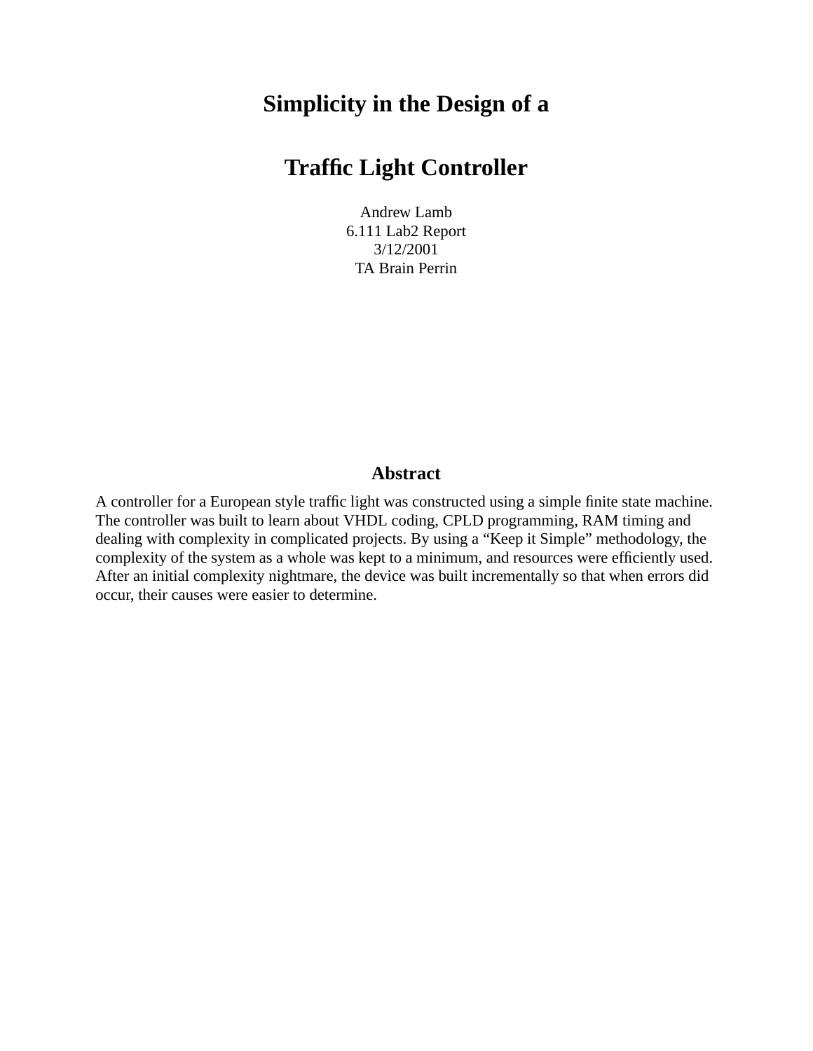# Simplicity in the Design of a

# Traffic Light Controller

Andrew Lamb
6.111 Lab2 Report
3/12/2001
TA Brain Perrin

## Abstract

A controller for a European style traffic light was constructed using a simple finite state machine. The controller was built to learn about VHDL coding, CPLD programming, RAM timing and dealing with complexity in complicated projects. By using a "Keep it Simple" methodology, the complexity of the system as a whole was kept to a minimum, and resources were efficiently used. After an initial complexity nightmare, the device was built incrementally so that when errors did occur, their causes were easier to determine.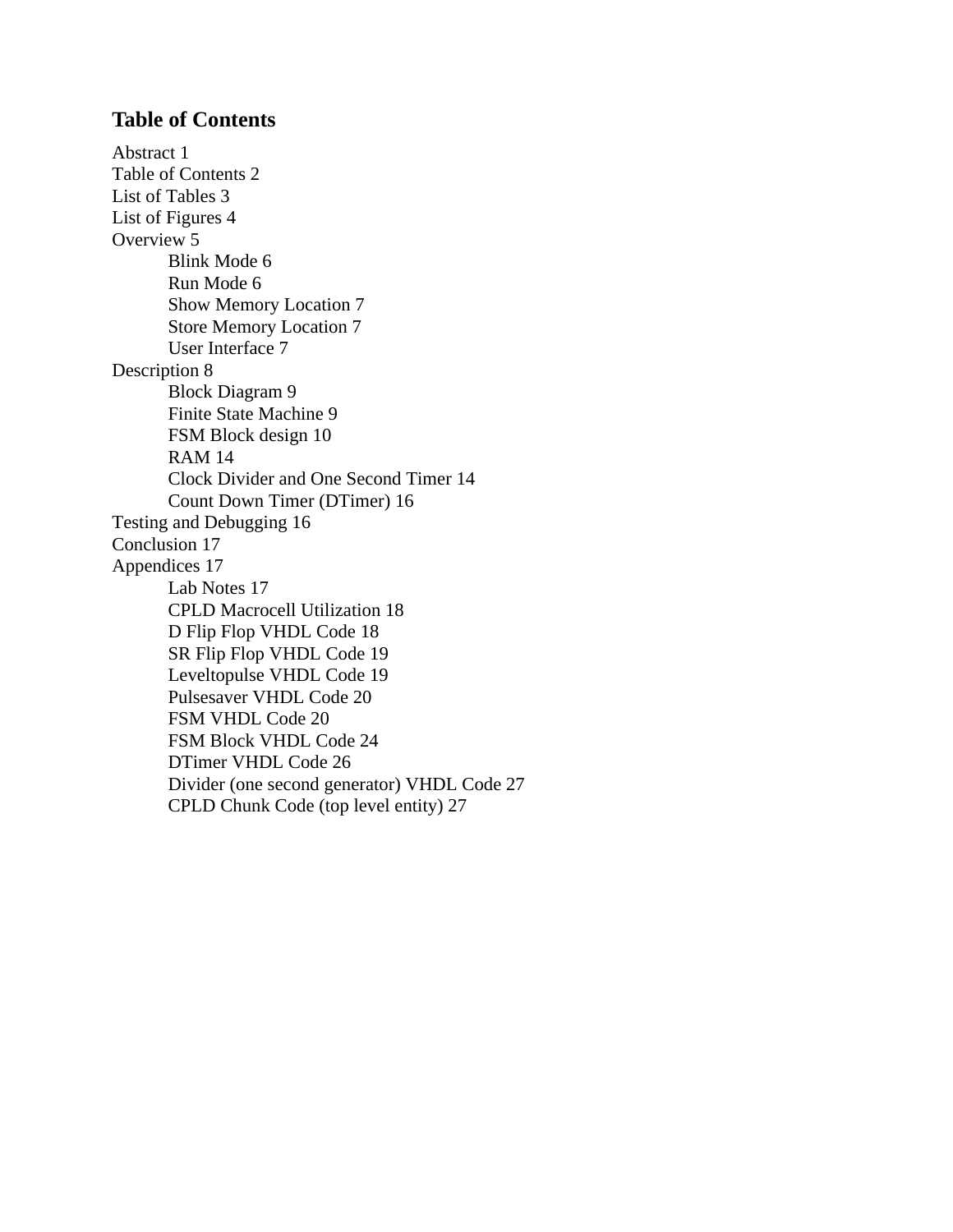## Table of Contents

Abstract 1
Table of Contents 2
List of Tables 3
List of Figures 4
Overview 5
- Blink Mode 6
- Run Mode 6
- Show Memory Location 7
- Store Memory Location 7
- User Interface 7

Description 8
- Block Diagram 9
- Finite State Machine 9
- FSM Block design 10
- RAM 14
- Clock Divider and One Second Timer 14
- Count Down Timer (DTimer) 16

Testing and Debugging 16
Conclusion 17
Appendices 17
- Lab Notes 17
- CPLD Macrocell Utilization 18
- D Flip Flop VHDL Code 18
- SR Flip Flop VHDL Code 19
- Leveltopulse VHDL Code 19
- Pulsesaver VHDL Code 20
- FSM VHDL Code 20
- FSM Block VHDL Code 24
- DTimer VHDL Code 26
- Divider (one second generator) VHDL Code 27
- CPLD Chunk Code (top level entity) 27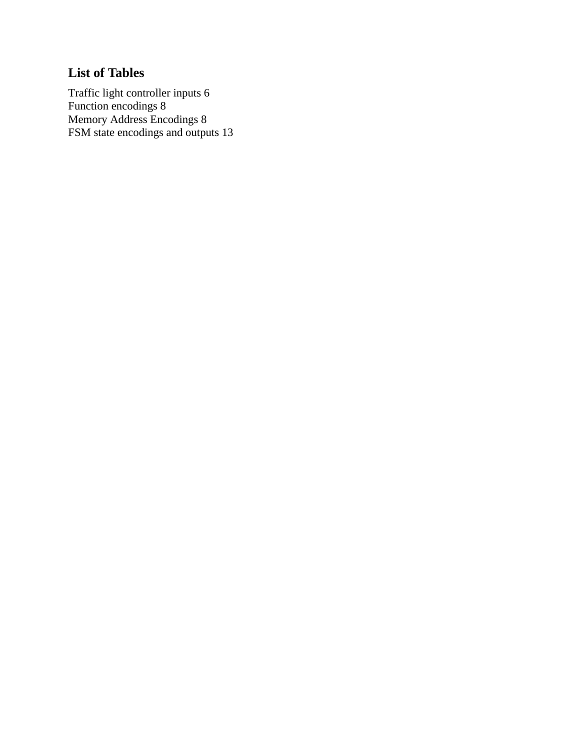## List of Tables

Traffic light controller inputs 6
Function encodings 8
Memory Address Encodings 8
FSM state encodings and outputs 13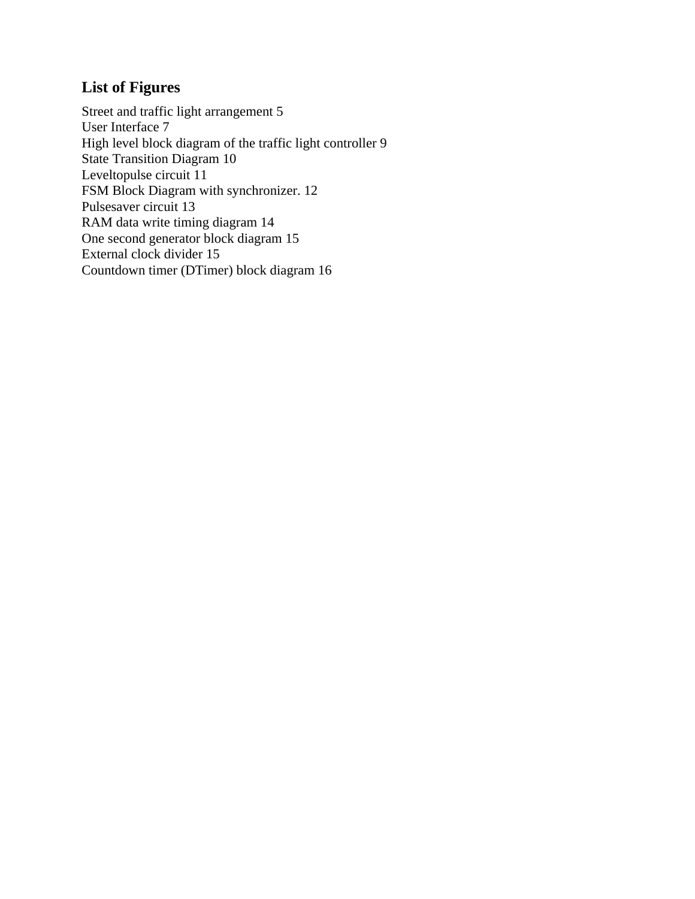## List of Figures

Street and traffic light arrangement 5
User Interface 7
High level block diagram of the traffic light controller 9
State Transition Diagram 10
Leveltopulse circuit 11
FSM Block Diagram with synchronizer. 12
Pulsesaver circuit 13
RAM data write timing diagram 14
One second generator block diagram 15
External clock divider 15
Countdown timer (DTimer) block diagram 16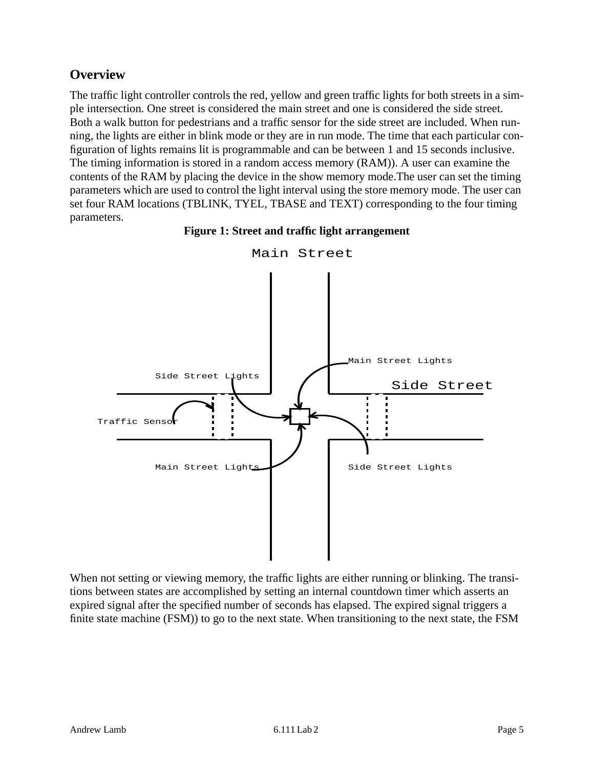## Overview

The traffic light controller controls the red, yellow and green traffic lights for both streets in a simple intersection. One street is considered the main street and one is considered the side street. Both a walk button for pedestrians and a traffic sensor for the side street are included. When running, the lights are either in blink mode or they are in run mode. The time that each particular configuration of lights remains lit is programmable and can be between 1 and 15 seconds inclusive. The timing information is stored in a random access memory (RAM)). A user can examine the contents of the RAM by placing the device in the show memory mode.The user can set the timing parameters which are used to control the light interval using the store memory mode. The user can set four RAM locations (TBLINK, TYEL, TBASE and TEXT) corresponding to the four timing parameters.

**Figure 1: Street and traffic light arrangement**

Main Street

Main Street Lights

Side Street Lights

Side Street

Traffic Sensor

Main Street Lights

Side Street Lights

When not setting or viewing memory, the traffic lights are either running or blinking. The transitions between states are accomplished by setting an internal countdown timer which asserts an expired signal after the specified number of seconds has elapsed. The expired signal triggers a finite state machine (FSM)) to go to the next state. When transitioning to the next state, the FSM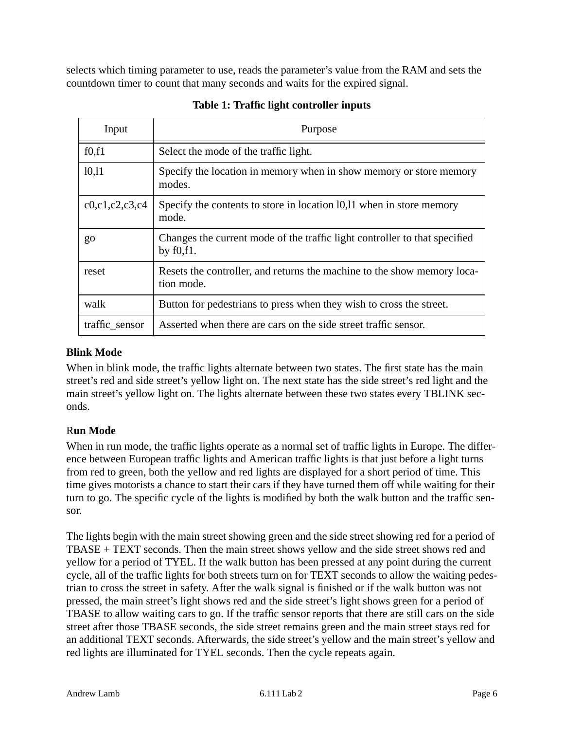selects which timing parameter to use, reads the parameter's value from the RAM and sets the countdown timer to count that many seconds and waits for the expired signal.

**Table 1: Traffic light controller inputs**

| Input | Purpose |
| --- | --- |
| f0,f1 | Select the mode of the traffic light. |
| l0,l1 | Specify the location in memory when in show memory or store memory modes. |
| c0,c1,c2,c3,c4 | Specify the contents to store in location l0,l1 when in store memory mode. |
| go | Changes the current mode of the traffic light controller to that specified by f0,f1. |
| reset | Resets the controller, and returns the machine to the show memory location mode. |
| walk | Button for pedestrians to press when they wish to cross the street. |
| traffic_sensor | Asserted when there are cars on the side street traffic sensor. |

**Blink Mode**

When in blink mode, the traffic lights alternate between two states. The first state has the main street's red and side street's yellow light on. The next state has the side street's red light and the main street's yellow light on. The lights alternate between these two states every TBLINK seconds.

**Run Mode**

When in run mode, the traffic lights operate as a normal set of traffic lights in Europe. The difference between European traffic lights and American traffic lights is that just before a light turns from red to green, both the yellow and red lights are displayed for a short period of time. This time gives motorists a chance to start their cars if they have turned them off while waiting for their turn to go. The specific cycle of the lights is modified by both the walk button and the traffic sensor.

The lights begin with the main street showing green and the side street showing red for a period of TBASE + TEXT seconds. Then the main street shows yellow and the side street shows red and yellow for a period of TYEL. If the walk button has been pressed at any point during the current cycle, all of the traffic lights for both streets turn on for TEXT seconds to allow the waiting pedestrian to cross the street in safety. After the walk signal is finished or if the walk button was not pressed, the main street's light shows red and the side street's light shows green for a period of TBASE to allow waiting cars to go. If the traffic sensor reports that there are still cars on the side street after those TBASE seconds, the side street remains green and the main street stays red for an additional TEXT seconds. Afterwards, the side street's yellow and the main street's yellow and red lights are illuminated for TYEL seconds. Then the cycle repeats again.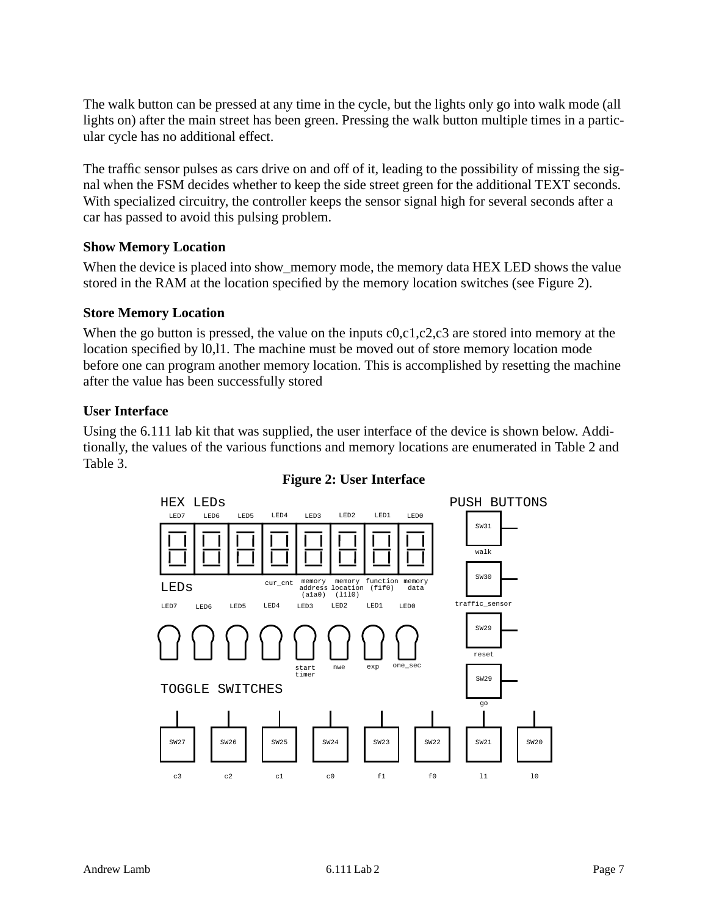The walk button can be pressed at any time in the cycle, but the lights only go into walk mode (all lights on) after the main street has been green. Pressing the walk button multiple times in a particular cycle has no additional effect.

The traffic sensor pulses as cars drive on and off of it, leading to the possibility of missing the signal when the FSM decides whether to keep the side street green for the additional TEXT seconds. With specialized circuitry, the controller keeps the sensor signal high for several seconds after a car has passed to avoid this pulsing problem.

### Show Memory Location

When the device is placed into show_memory mode, the memory data HEX LED shows the value stored in the RAM at the location specified by the memory location switches (see Figure 2).

### Store Memory Location

When the go button is pressed, the value on the inputs c0,c1,c2,c3 are stored into memory at the location specified by l0,l1. The machine must be moved out of store memory location mode before one can program another memory location. This is accomplished by resetting the machine after the value has been successfully stored

### User Interface

Using the 6.111 lab kit that was supplied, the user interface of the device is shown below. Additionally, the values of the various functions and memory locations are enumerated in Table 2 and Table 3.

**Figure 2: User Interface**

HEX LEDs

| LED7 | LED6 | LED5 | LED4 | LED3 | LED2 | LED1 | LED0 |
|---|---|---|---|---|---|---|---|
| | | | cur_cnt | memory address (a1a0) | memory location (l1l0) | function (f1f0) | memory data |

LEDs

| LED7 | LED6 | LED5 | LED4 | LED3 | LED2 | LED1 | LED0 |
|---|---|---|---|---|---|---|---|
| | | | | start timer | nwe | exp | one_sec |

PUSH BUTTONS

| Button | Function |
|---|---|
| SW31 | walk |
| SW30 | traffic_sensor |
| SW29 | reset |
| SW29 | go |

TOGGLE SWITCHES

| SW27 | SW26 | SW25 | SW24 | SW23 | SW22 | SW21 | SW20 |
|---|---|---|---|---|---|---|---|
| c3 | c2 | c1 | c0 | f1 | f0 | l1 | l0 |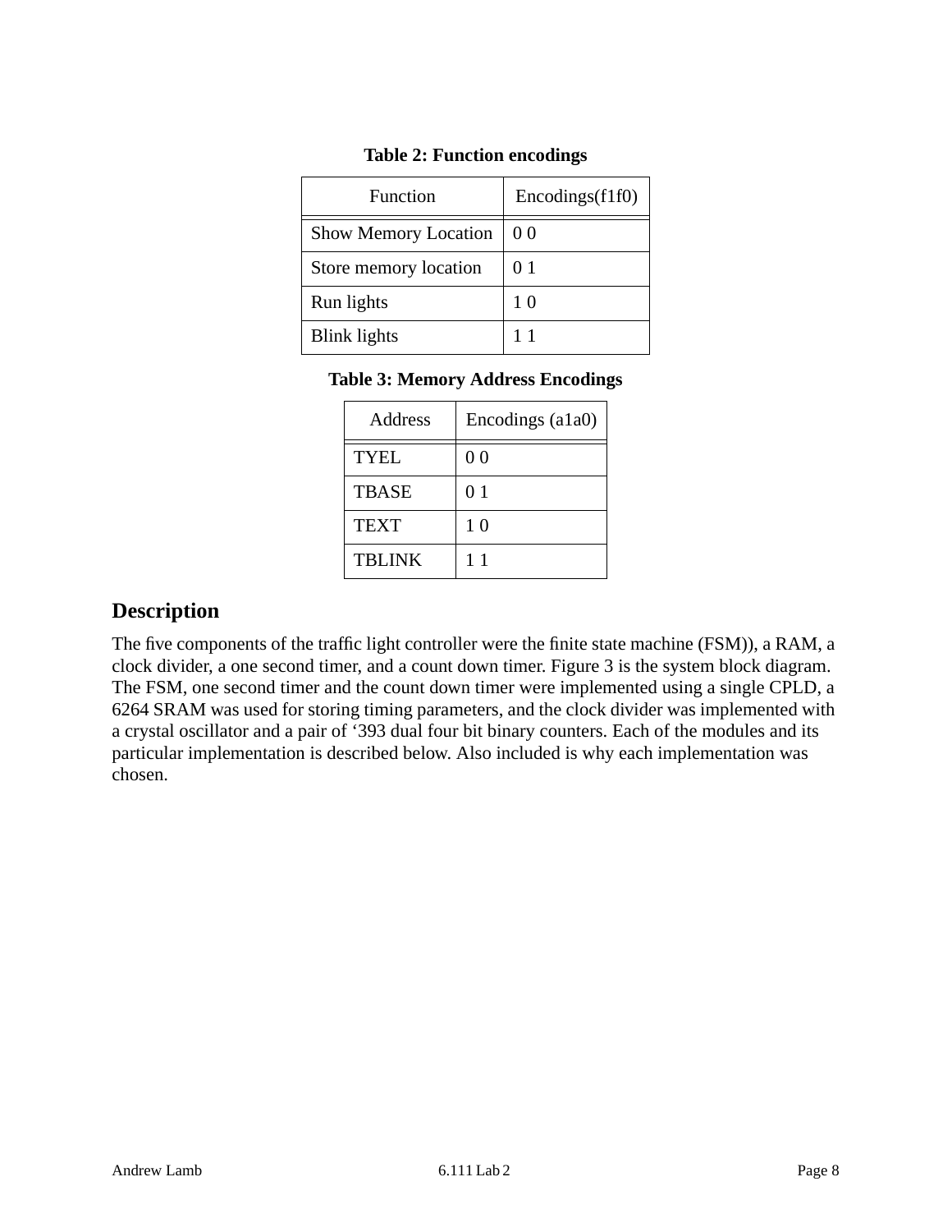**Table 2: Function encodings**

| Function | Encodings(f1f0) |
| --- | --- |
| Show Memory Location | 0 0 |
| Store memory location | 0 1 |
| Run lights | 1 0 |
| Blink lights | 1 1 |

**Table 3: Memory Address Encodings**

| Address | Encodings (a1a0) |
| --- | --- |
| TYEL | 0 0 |
| TBASE | 0 1 |
| TEXT | 1 0 |
| TBLINK | 1 1 |

## Description

The five components of the traffic light controller were the finite state machine (FSM)), a RAM, a clock divider, a one second timer, and a count down timer. Figure 3 is the system block diagram. The FSM, one second timer and the count down timer were implemented using a single CPLD, a 6264 SRAM was used for storing timing parameters, and the clock divider was implemented with a crystal oscillator and a pair of ‘393 dual four bit binary counters. Each of the modules and its particular implementation is described below. Also included is why each implementation was chosen.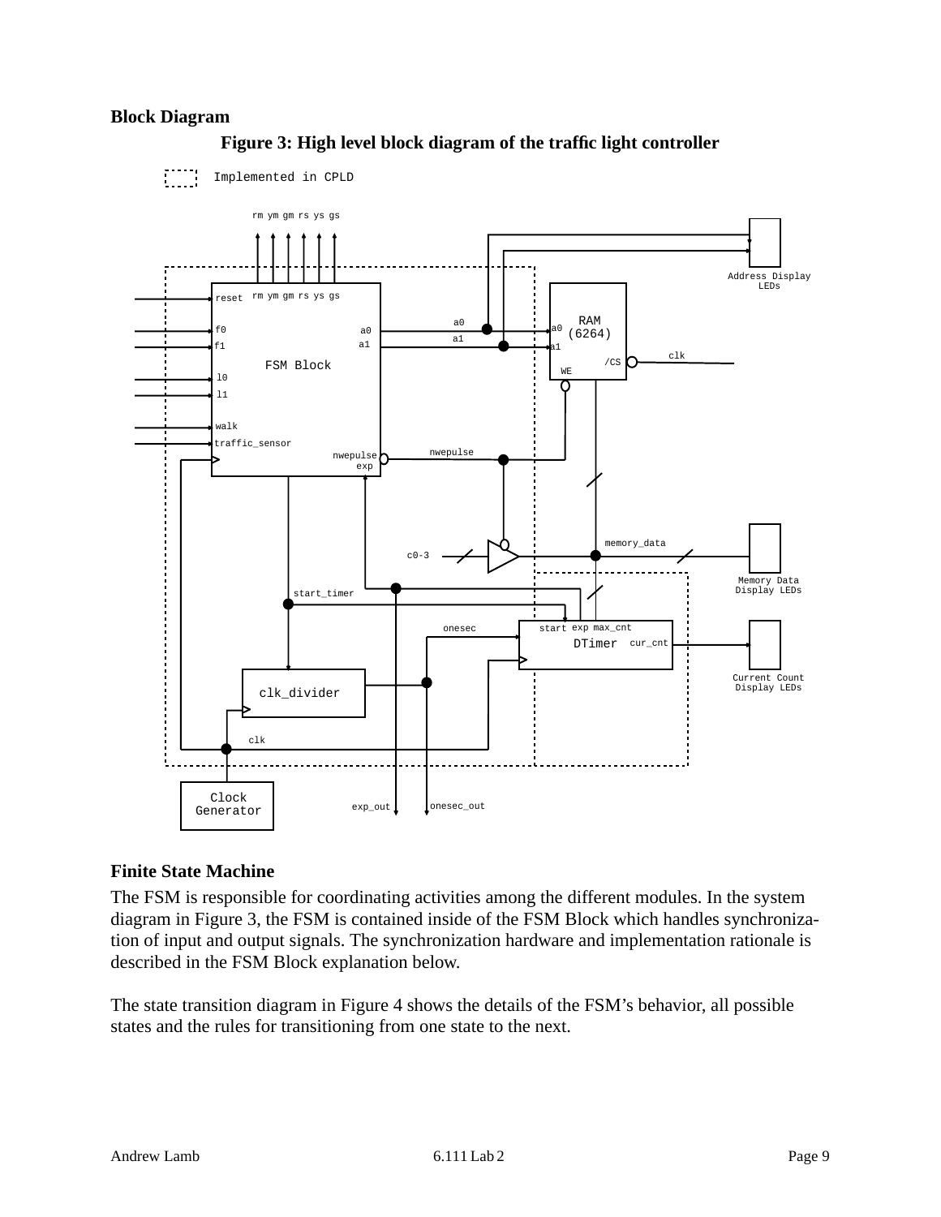**Block Diagram**

**Figure 3: High level block diagram of the traffic light controller**

**Finite State Machine**

The FSM is responsible for coordinating activities among the different modules. In the system diagram in Figure 3, the FSM is contained inside of the FSM Block which handles synchronization of input and output signals. The synchronization hardware and implementation rationale is described in the FSM Block explanation below.

The state transition diagram in Figure 4 shows the details of the FSM's behavior, all possible states and the rules for transitioning from one state to the next.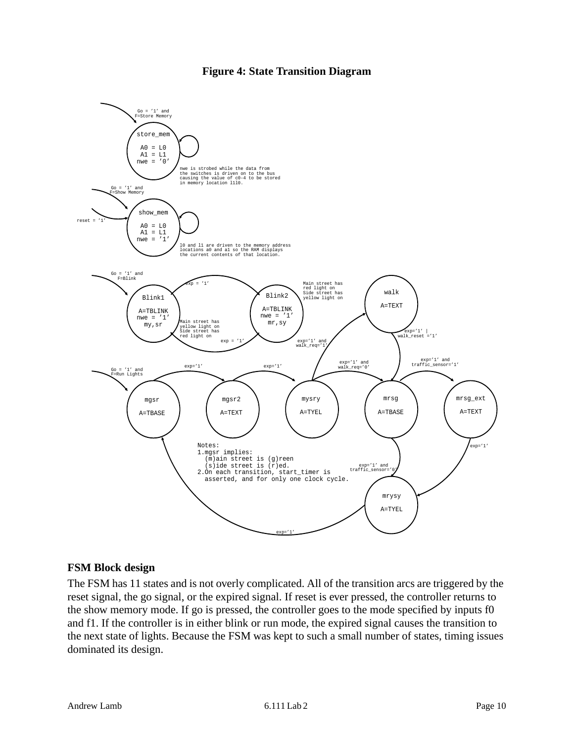**Figure 4: State Transition Diagram**

Notes:
1. mgsr implies:
   (m)ain street is (g)reen
   (s)ide street is (r)ed.
2. On each transition, start_timer is asserted, and for only one clock cycle.

## FSM Block design

The FSM has 11 states and is not overly complicated. All of the transition arcs are triggered by the reset signal, the go signal, or the expired signal. If reset is ever pressed, the controller returns to the show memory mode. If go is pressed, the controller goes to the mode specified by inputs f0 and f1. If the controller is in either blink or run mode, the expired signal causes the transition to the next state of lights. Because the FSM was kept to such a small number of states, timing issues dominated its design.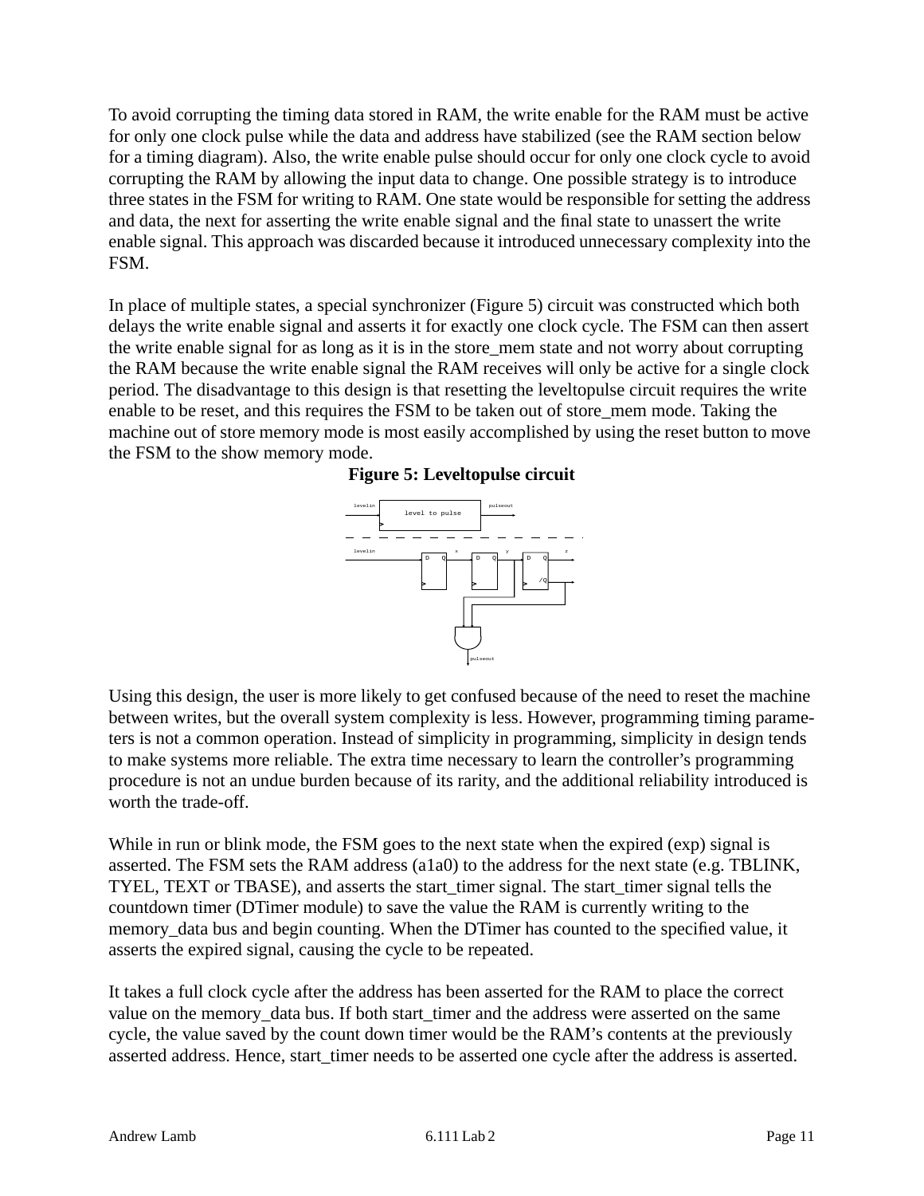To avoid corrupting the timing data stored in RAM, the write enable for the RAM must be active for only one clock pulse while the data and address have stabilized (see the RAM section below for a timing diagram). Also, the write enable pulse should occur for only one clock cycle to avoid corrupting the RAM by allowing the input data to change. One possible strategy is to introduce three states in the FSM for writing to RAM. One state would be responsible for setting the address and data, the next for asserting the write enable signal and the final state to unassert the write enable signal. This approach was discarded because it introduced unnecessary complexity into the FSM.

In place of multiple states, a special synchronizer (Figure 5) circuit was constructed which both delays the write enable signal and asserts it for exactly one clock cycle. The FSM can then assert the write enable signal for as long as it is in the store_mem state and not worry about corrupting the RAM because the write enable signal the RAM receives will only be active for a single clock period. The disadvantage to this design is that resetting the leveltopulse circuit requires the write enable to be reset, and this requires the FSM to be taken out of store_mem mode. Taking the machine out of store memory mode is most easily accomplished by using the reset button to move the FSM to the show memory mode.

**Figure 5: Leveltopulse circuit**

Using this design, the user is more likely to get confused because of the need to reset the machine between writes, but the overall system complexity is less. However, programming timing parameters is not a common operation. Instead of simplicity in programming, simplicity in design tends to make systems more reliable. The extra time necessary to learn the controller's programming procedure is not an undue burden because of its rarity, and the additional reliability introduced is worth the trade-off.

While in run or blink mode, the FSM goes to the next state when the expired (exp) signal is asserted. The FSM sets the RAM address (a1a0) to the address for the next state (e.g. TBLINK, TYEL, TEXT or TBASE), and asserts the start_timer signal. The start_timer signal tells the countdown timer (DTimer module) to save the value the RAM is currently writing to the memory_data bus and begin counting. When the DTimer has counted to the specified value, it asserts the expired signal, causing the cycle to be repeated.

It takes a full clock cycle after the address has been asserted for the RAM to place the correct value on the memory_data bus. If both start_timer and the address were asserted on the same cycle, the value saved by the count down timer would be the RAM's contents at the previously asserted address. Hence, start_timer needs to be asserted one cycle after the address is asserted.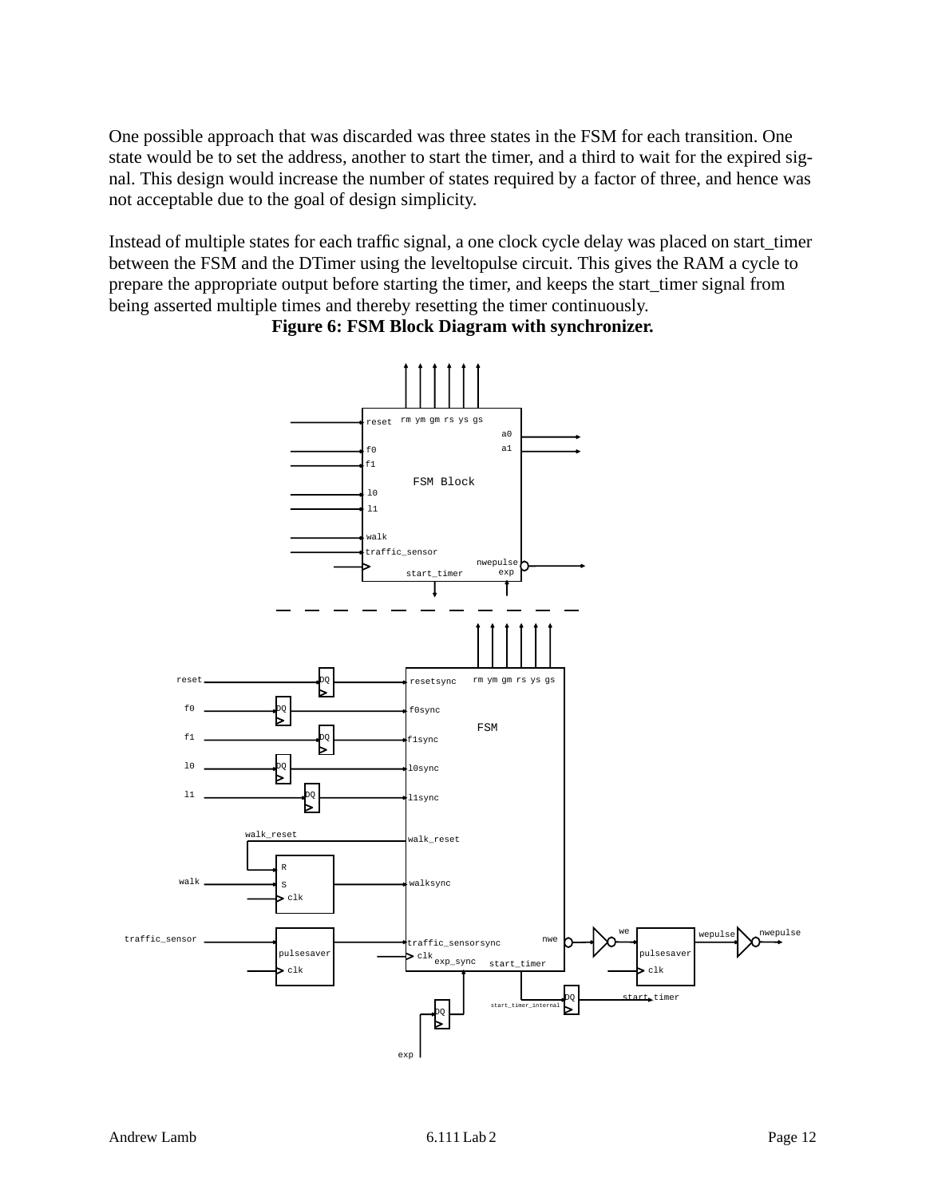One possible approach that was discarded was three states in the FSM for each transition. One state would be to set the address, another to start the timer, and a third to wait for the expired signal. This design would increase the number of states required by a factor of three, and hence was not acceptable due to the goal of design simplicity.

Instead of multiple states for each traffic signal, a one clock cycle delay was placed on start_timer between the FSM and the DTimer using the leveltopulse circuit. This gives the RAM a cycle to prepare the appropriate output before starting the timer, and keeps the start_timer signal from being asserted multiple times and thereby resetting the timer continuously.

**Figure 6: FSM Block Diagram with synchronizer.**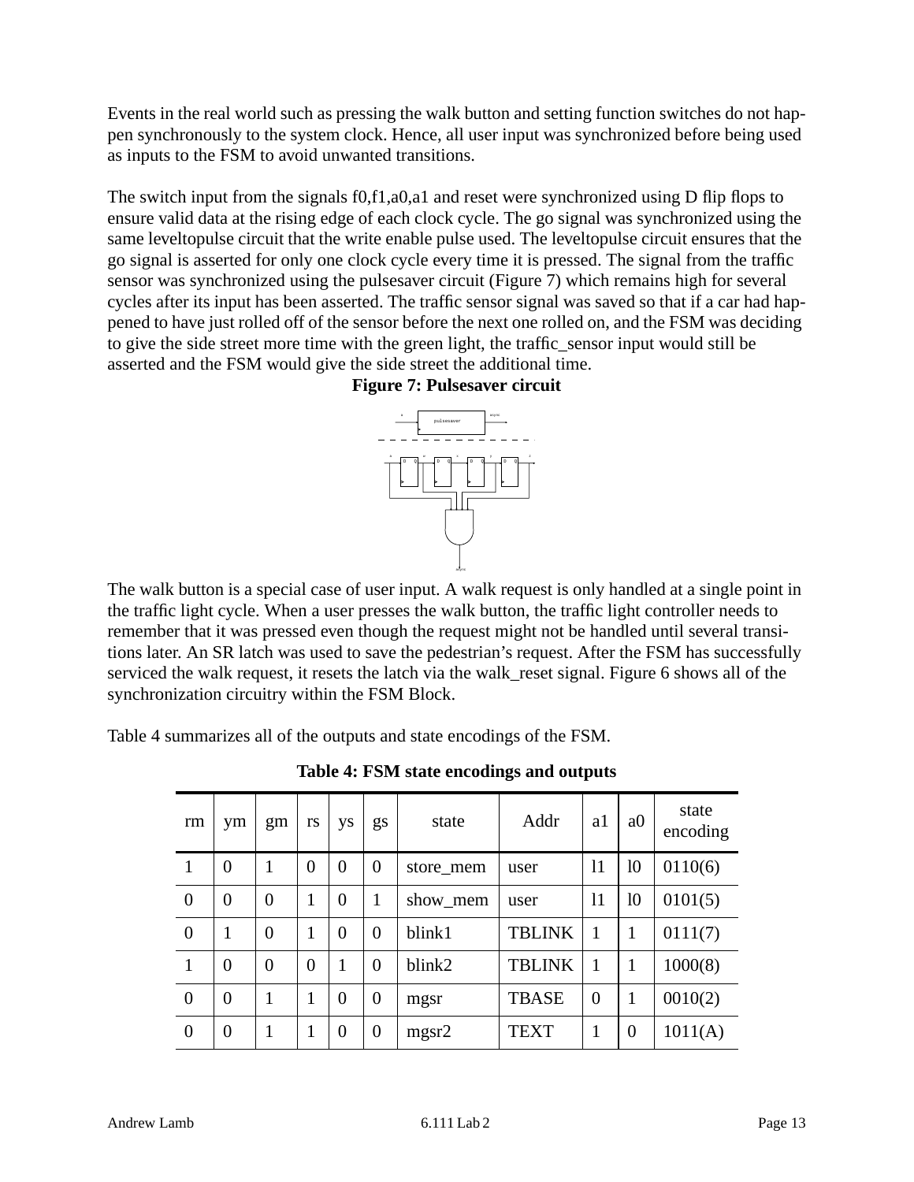Events in the real world such as pressing the walk button and setting function switches do not happen synchronously to the system clock. Hence, all user input was synchronized before being used as inputs to the FSM to avoid unwanted transitions.

The switch input from the signals f0,f1,a0,a1 and reset were synchronized using D flip flops to ensure valid data at the rising edge of each clock cycle. The go signal was synchronized using the same leveltopulse circuit that the write enable pulse used. The leveltopulse circuit ensures that the go signal is asserted for only one clock cycle every time it is pressed. The signal from the traffic sensor was synchronized using the pulsesaver circuit (Figure 7) which remains high for several cycles after its input has been asserted. The traffic sensor signal was saved so that if a car had happened to have just rolled off of the sensor before the next one rolled on, and the FSM was deciding to give the side street more time with the green light, the traffic_sensor input would still be asserted and the FSM would give the side street the additional time.

**Figure 7: Pulsesaver circuit**

The walk button is a special case of user input. A walk request is only handled at a single point in the traffic light cycle. When a user presses the walk button, the traffic light controller needs to remember that it was pressed even though the request might not be handled until several transitions later. An SR latch was used to save the pedestrian's request. After the FSM has successfully serviced the walk request, it resets the latch via the walk_reset signal. Figure 6 shows all of the synchronization circuitry within the FSM Block.

Table 4 summarizes all of the outputs and state encodings of the FSM.

**Table 4: FSM state encodings and outputs**

| rm | ym | gm | rs | ys | gs | state | Addr | a1 | a0 | state encoding |
|---|---|---|---|---|---|---|---|---|---|---|
| 1 | 0 | 1 | 0 | 0 | 0 | store_mem | user | l1 | l0 | 0110(6) |
| 0 | 0 | 0 | 1 | 0 | 1 | show_mem | user | l1 | l0 | 0101(5) |
| 0 | 1 | 0 | 1 | 0 | 0 | blink1 | TBLINK | 1 | 1 | 0111(7) |
| 1 | 0 | 0 | 0 | 1 | 0 | blink2 | TBLINK | 1 | 1 | 1000(8) |
| 0 | 0 | 1 | 1 | 0 | 0 | mgsr | TBASE | 0 | 1 | 0010(2) |
| 0 | 0 | 1 | 1 | 0 | 0 | mgsr2 | TEXT | 1 | 0 | 1011(A) |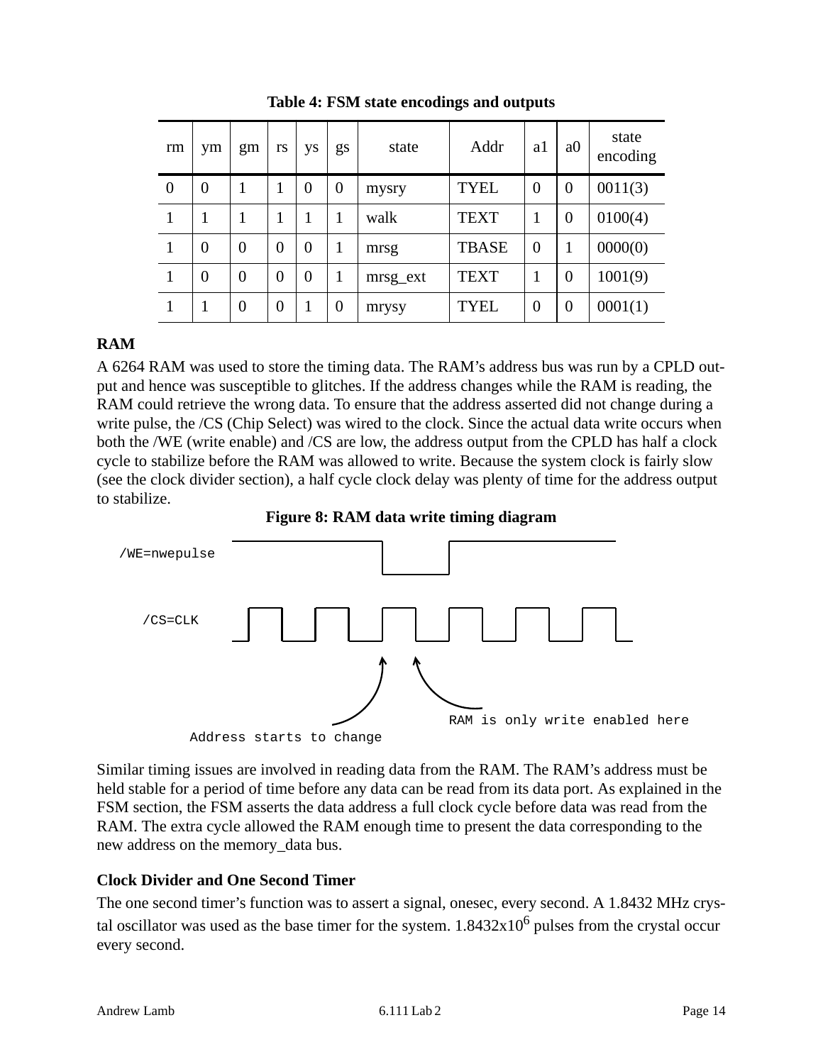**Table 4: FSM state encodings and outputs**

| rm | ym | gm | rs | ys | gs | state | Addr | a1 | a0 | state encoding |
|---|---|---|---|---|---|---|---|---|---|---|
| 0 | 0 | 1 | 1 | 0 | 0 | mysry | TYEL | 0 | 0 | 0011(3) |
| 1 | 1 | 1 | 1 | 1 | 1 | walk | TEXT | 1 | 0 | 0100(4) |
| 1 | 0 | 0 | 0 | 0 | 1 | mrsg | TBASE | 0 | 1 | 0000(0) |
| 1 | 0 | 0 | 0 | 0 | 1 | mrsg_ext | TEXT | 1 | 0 | 1001(9) |
| 1 | 1 | 0 | 0 | 1 | 0 | mrysy | TYEL | 0 | 0 | 0001(1) |

### RAM

A 6264 RAM was used to store the timing data. The RAM's address bus was run by a CPLD output and hence was susceptible to glitches. If the address changes while the RAM is reading, the RAM could retrieve the wrong data. To ensure that the address asserted did not change during a write pulse, the /CS (Chip Select) was wired to the clock. Since the actual data write occurs when both the /WE (write enable) and /CS are low, the address output from the CPLD has half a clock cycle to stabilize before the RAM was allowed to write. Because the system clock is fairly slow (see the clock divider section), a half cycle clock delay was plenty of time for the address output to stabilize.

**Figure 8: RAM data write timing diagram**

```
/WE=nwepulse

/CS=CLK

Address starts to change
RAM is only write enabled here
```

Similar timing issues are involved in reading data from the RAM. The RAM's address must be held stable for a period of time before any data can be read from its data port. As explained in the FSM section, the FSM asserts the data address a full clock cycle before data was read from the RAM. The extra cycle allowed the RAM enough time to present the data corresponding to the new address on the memory_data bus.

### Clock Divider and One Second Timer

The one second timer's function was to assert a signal, onesec, every second. A 1.8432 MHz crystal oscillator was used as the base timer for the system. $1.8432 \times 10^6$ pulses from the crystal occur every second.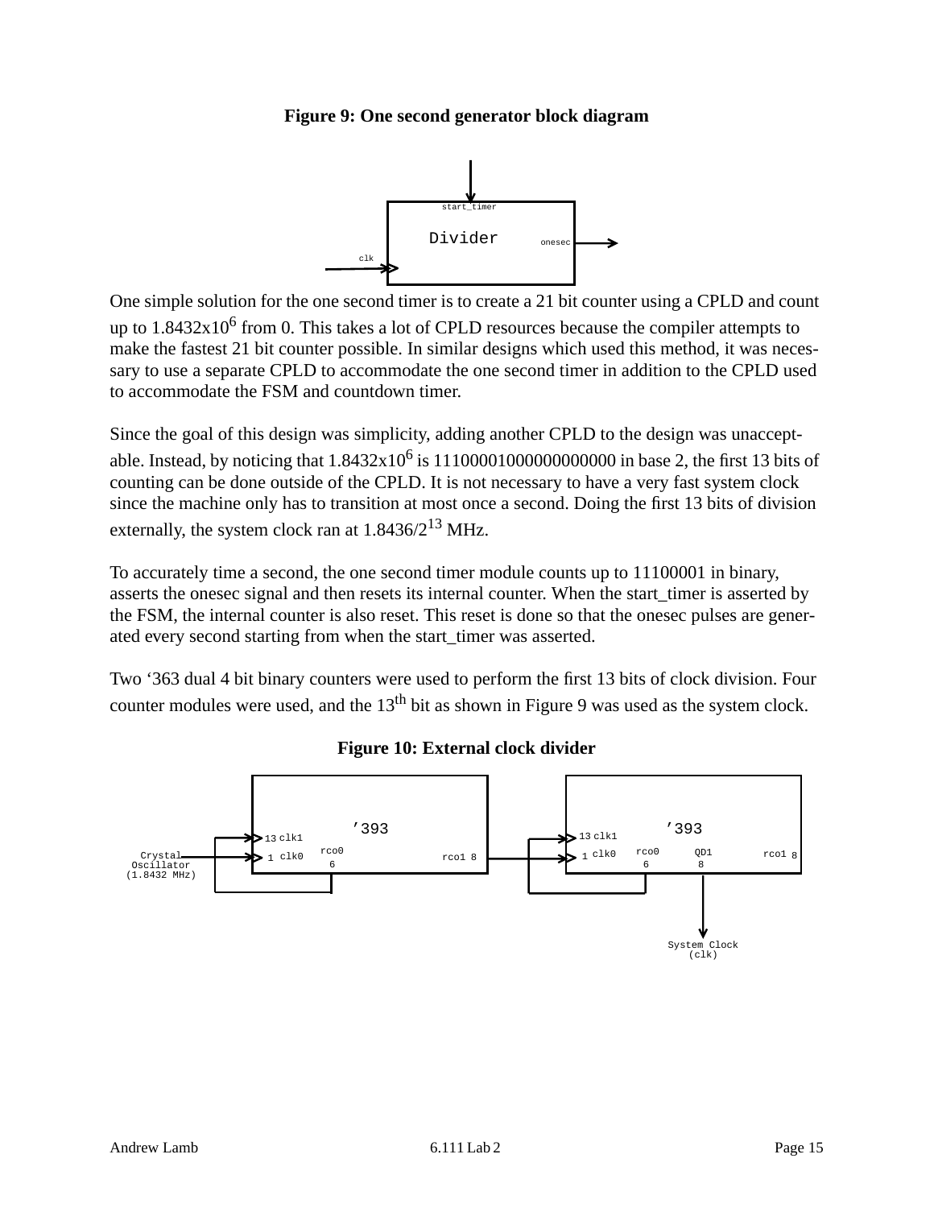**Figure 9: One second generator block diagram**

One simple solution for the one second timer is to create a 21 bit counter using a CPLD and count up to $1.8432 \times 10^6$ from 0. This takes a lot of CPLD resources because the compiler attempts to make the fastest 21 bit counter possible. In similar designs which used this method, it was necessary to use a separate CPLD to accommodate the one second timer in addition to the CPLD used to accommodate the FSM and countdown timer.

Since the goal of this design was simplicity, adding another CPLD to the design was unacceptable. Instead, by noticing that $1.8432 \times 10^6$ is 111000010000000000000 in base 2, the first 13 bits of counting can be done outside of the CPLD. It is not necessary to have a very fast system clock since the machine only has to transition at most once a second. Doing the first 13 bits of division externally, the system clock ran at $1.8436/2^{13}$ MHz.

To accurately time a second, the one second timer module counts up to 11100001 in binary, asserts the onesec signal and then resets its internal counter. When the start_timer is asserted by the FSM, the internal counter is also reset. This reset is done so that the onesec pulses are generated every second starting from when the start_timer was asserted.

Two '363 dual 4 bit binary counters were used to perform the first 13 bits of clock division. Four counter modules were used, and the 13[th] bit as shown in Figure 9 was used as the system clock.

**Figure 10: External clock divider**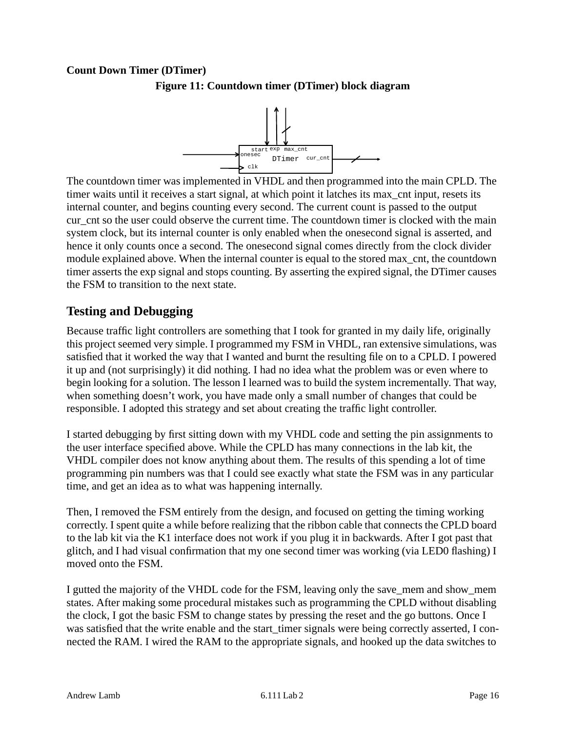**Count Down Timer (DTimer)**

**Figure 11: Countdown timer (DTimer) block diagram**

The countdown timer was implemented in VHDL and then programmed into the main CPLD. The timer waits until it receives a start signal, at which point it latches its max_cnt input, resets its internal counter, and begins counting every second. The current count is passed to the output cur_cnt so the user could observe the current time. The countdown timer is clocked with the main system clock, but its internal counter is only enabled when the onesecond signal is asserted, and hence it only counts once a second. The onesecond signal comes directly from the clock divider module explained above. When the internal counter is equal to the stored max_cnt, the countdown timer asserts the exp signal and stops counting. By asserting the expired signal, the DTimer causes the FSM to transition to the next state.

## Testing and Debugging

Because traffic light controllers are something that I took for granted in my daily life, originally this project seemed very simple. I programmed my FSM in VHDL, ran extensive simulations, was satisfied that it worked the way that I wanted and burnt the resulting file on to a CPLD. I powered it up and (not surprisingly) it did nothing. I had no idea what the problem was or even where to begin looking for a solution. The lesson I learned was to build the system incrementally. That way, when something doesn't work, you have made only a small number of changes that could be responsible. I adopted this strategy and set about creating the traffic light controller.

I started debugging by first sitting down with my VHDL code and setting the pin assignments to the user interface specified above. While the CPLD has many connections in the lab kit, the VHDL compiler does not know anything about them. The results of this spending a lot of time programming pin numbers was that I could see exactly what state the FSM was in any particular time, and get an idea as to what was happening internally.

Then, I removed the FSM entirely from the design, and focused on getting the timing working correctly. I spent quite a while before realizing that the ribbon cable that connects the CPLD board to the lab kit via the K1 interface does not work if you plug it in backwards. After I got past that glitch, and I had visual confirmation that my one second timer was working (via LED0 flashing) I moved onto the FSM.

I gutted the majority of the VHDL code for the FSM, leaving only the save_mem and show_mem states. After making some procedural mistakes such as programming the CPLD without disabling the clock, I got the basic FSM to change states by pressing the reset and the go buttons. Once I was satisfied that the write enable and the start_timer signals were being correctly asserted, I connected the RAM. I wired the RAM to the appropriate signals, and hooked up the data switches to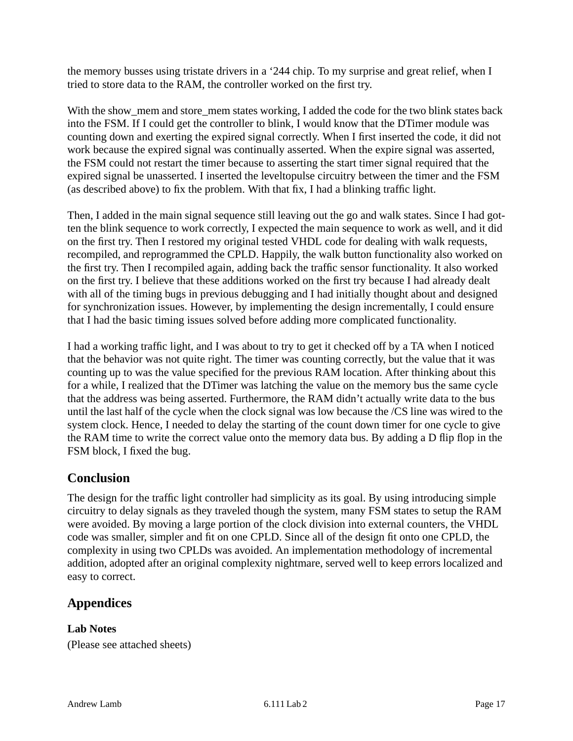the memory busses using tristate drivers in a '244 chip. To my surprise and great relief, when I tried to store data to the RAM, the controller worked on the first try.

With the show_mem and store_mem states working, I added the code for the two blink states back into the FSM. If I could get the controller to blink, I would know that the DTimer module was counting down and exerting the expired signal correctly. When I first inserted the code, it did not work because the expired signal was continually asserted. When the expire signal was asserted, the FSM could not restart the timer because to asserting the start timer signal required that the expired signal be unasserted. I inserted the leveltopulse circuitry between the timer and the FSM (as described above) to fix the problem. With that fix, I had a blinking traffic light.

Then, I added in the main signal sequence still leaving out the go and walk states. Since I had gotten the blink sequence to work correctly, I expected the main sequence to work as well, and it did on the first try. Then I restored my original tested VHDL code for dealing with walk requests, recompiled, and reprogrammed the CPLD. Happily, the walk button functionality also worked on the first try. Then I recompiled again, adding back the traffic sensor functionality. It also worked on the first try. I believe that these additions worked on the first try because I had already dealt with all of the timing bugs in previous debugging and I had initially thought about and designed for synchronization issues. However, by implementing the design incrementally, I could ensure that I had the basic timing issues solved before adding more complicated functionality.

I had a working traffic light, and I was about to try to get it checked off by a TA when I noticed that the behavior was not quite right. The timer was counting correctly, but the value that it was counting up to was the value specified for the previous RAM location. After thinking about this for a while, I realized that the DTimer was latching the value on the memory bus the same cycle that the address was being asserted. Furthermore, the RAM didn't actually write data to the bus until the last half of the cycle when the clock signal was low because the /CS line was wired to the system clock. Hence, I needed to delay the starting of the count down timer for one cycle to give the RAM time to write the correct value onto the memory data bus. By adding a D flip flop in the FSM block, I fixed the bug.

## Conclusion

The design for the traffic light controller had simplicity as its goal. By using introducing simple circuitry to delay signals as they traveled though the system, many FSM states to setup the RAM were avoided. By moving a large portion of the clock division into external counters, the VHDL code was smaller, simpler and fit on one CPLD. Since all of the design fit onto one CPLD, the complexity in using two CPLDs was avoided. An implementation methodology of incremental addition, adopted after an original complexity nightmare, served well to keep errors localized and easy to correct.

## Appendices

**Lab Notes**

(Please see attached sheets)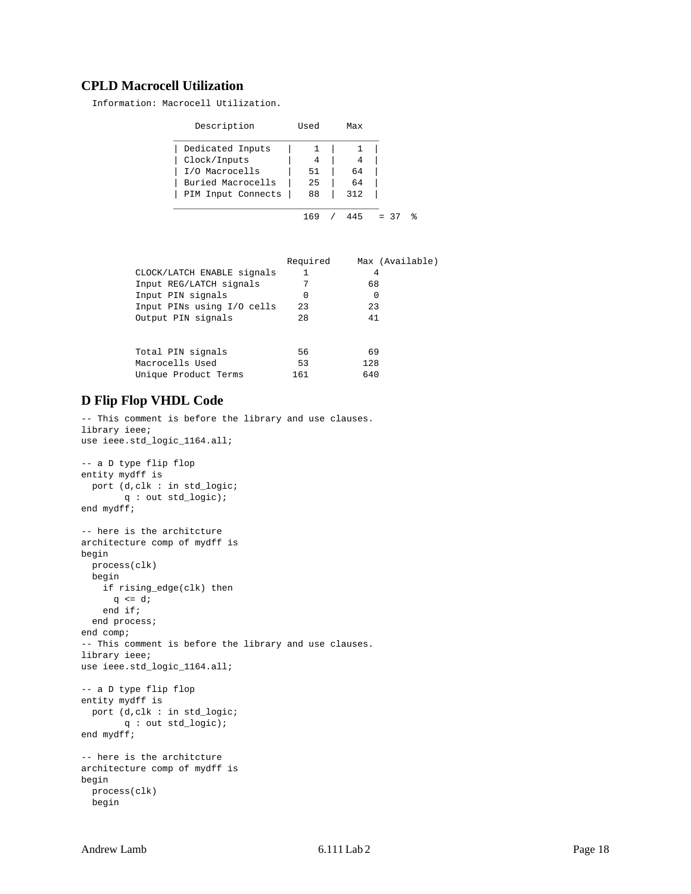## CPLD Macrocell Utilization

```
  Information: Macrocell Utilization.

                    Description        Used     Max
                ______________________________________
                | Dedicated Inputs   |    1  |    1  |
                | Clock/Inputs       |    4  |    4  |
                | I/O Macrocells     |   51  |   64  |
                | Buried Macrocells  |   25  |   64  |
                | PIM Input Connects |   88  |  312  |
                ______________________________________
                                        169  /  445   = 37  %


                               Required     Max (Available)
          CLOCK/LATCH ENABLE signals     1           4
          Input REG/LATCH signals        7          68
          Input PIN signals              0           0
          Input PINs using I/O cells    23          23
          Output PIN signals            28          41


          Total PIN signals             56          69
          Macrocells Used               53         128
          Unique Product Terms         161         640
```

## D Flip Flop VHDL Code

```
-- This comment is before the library and use clauses.
library ieee;
use ieee.std_logic_1164.all;

-- a D type flip flop
entity mydff is
  port (d,clk : in std_logic;
        q : out std_logic);
end mydff;

-- here is the architcture
architecture comp of mydff is
begin
  process(clk)
  begin
    if rising_edge(clk) then
      q <= d;
    end if;
  end process;
end comp;
-- This comment is before the library and use clauses.
library ieee;
use ieee.std_logic_1164.all;

-- a D type flip flop
entity mydff is
  port (d,clk : in std_logic;
        q : out std_logic);
end mydff;

-- here is the architcture
architecture comp of mydff is
begin
  process(clk)
  begin
```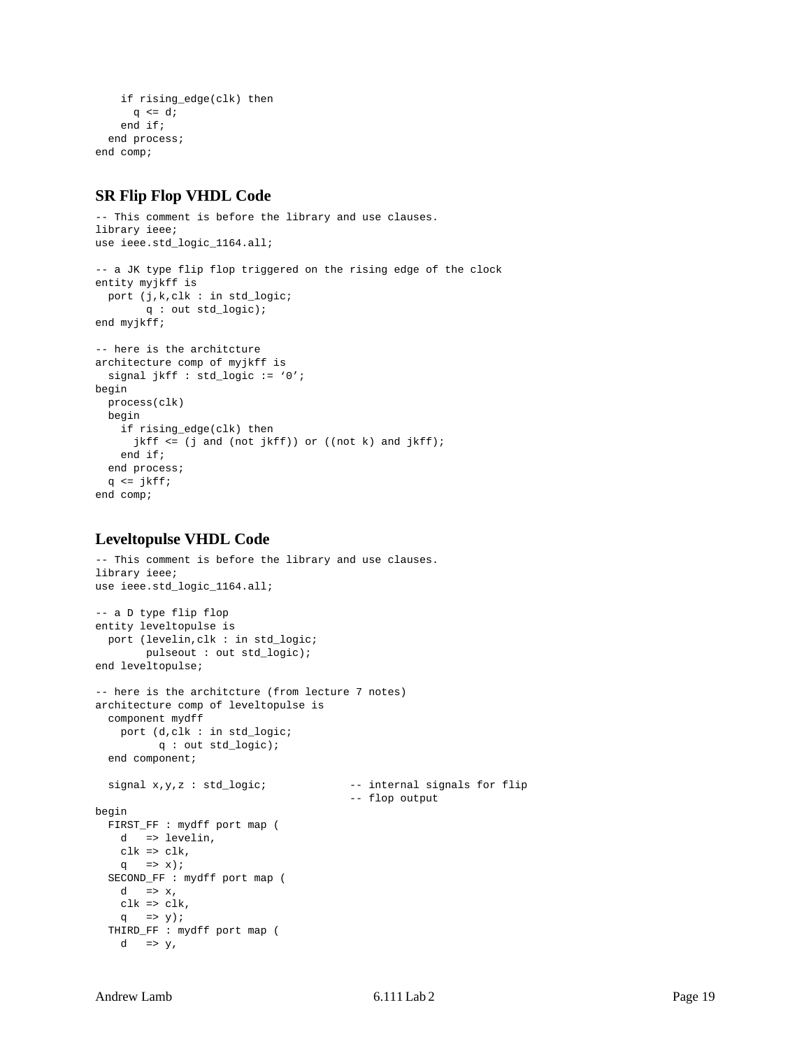```
    if rising_edge(clk) then
      q <= d;
    end if;
  end process;
end comp;
```

## SR Flip Flop VHDL Code

```
-- This comment is before the library and use clauses.
library ieee;
use ieee.std_logic_1164.all;

-- a JK type flip flop triggered on the rising edge of the clock
entity myjkff is
  port (j,k,clk : in std_logic;
        q : out std_logic);
end myjkff;

-- here is the architcture
architecture comp of myjkff is
  signal jkff : std_logic := '0';
begin
  process(clk)
  begin
    if rising_edge(clk) then
      jkff <= (j and (not jkff)) or ((not k) and jkff);
    end if;
  end process;
  q <= jkff;
end comp;
```

## Leveltopulse VHDL Code

```
-- This comment is before the library and use clauses.
library ieee;
use ieee.std_logic_1164.all;

-- a D type flip flop
entity leveltopulse is
  port (levelin,clk : in std_logic;
        pulseout : out std_logic);
end leveltopulse;

-- here is the architcture (from lecture 7 notes)
architecture comp of leveltopulse is
  component mydff
    port (d,clk : in std_logic;
          q : out std_logic);
  end component;

  signal x,y,z : std_logic;             -- internal signals for flip
                                        -- flop output
begin
  FIRST_FF : mydff port map (
    d   => levelin,
    clk => clk,
    q   => x);
  SECOND_FF : mydff port map (
    d   => x,
    clk => clk,
    q   => y);
  THIRD_FF : mydff port map (
    d   => y,
```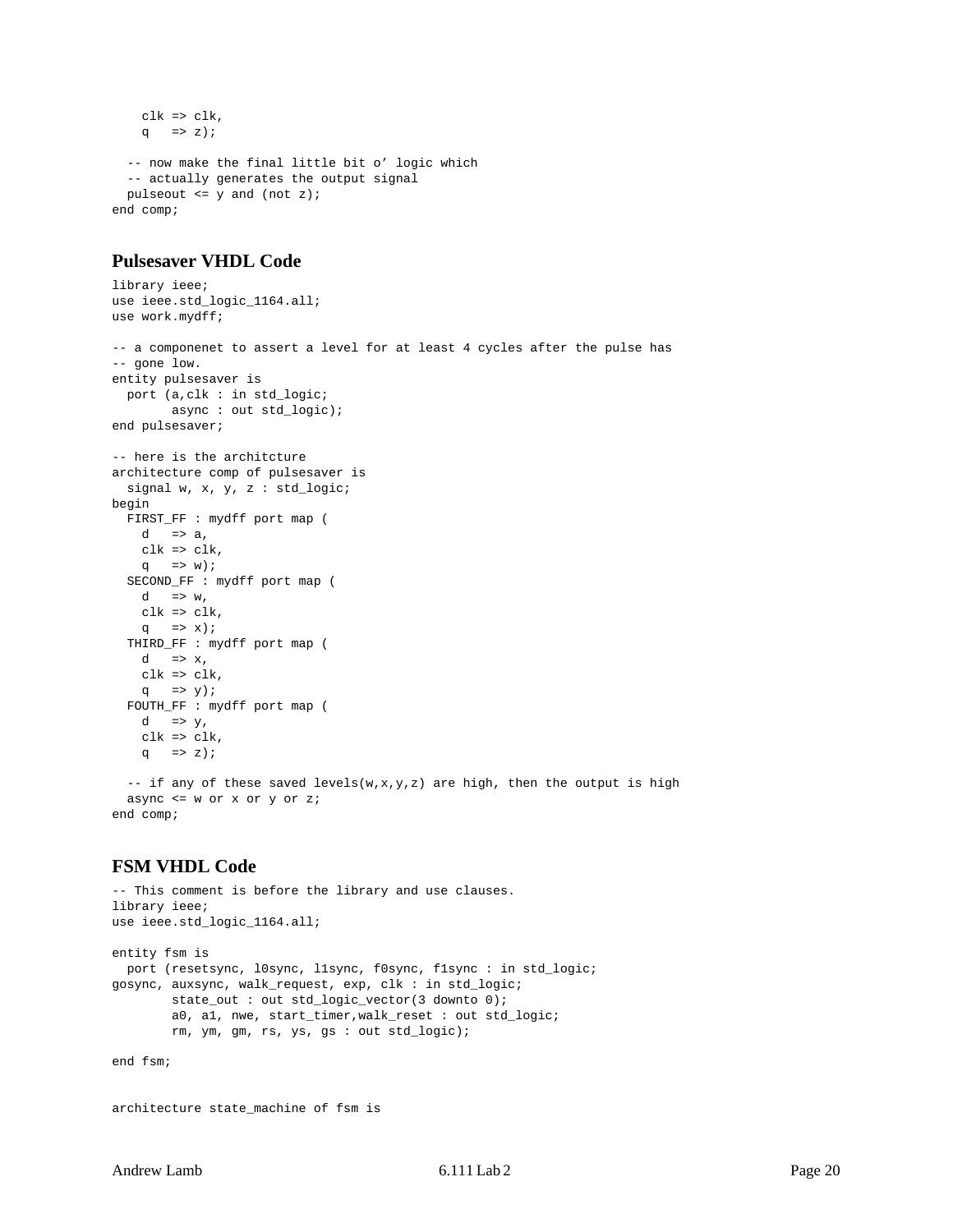```
    clk => clk,
    q   => z);

  -- now make the final little bit o' logic which
  -- actually generates the output signal
  pulseout <= y and (not z);
end comp;
```

## Pulsesaver VHDL Code

```
library ieee;
use ieee.std_logic_1164.all;
use work.mydff;

-- a componenet to assert a level for at least 4 cycles after the pulse has
-- gone low.
entity pulsesaver is
  port (a,clk : in std_logic;
        async : out std_logic);
end pulsesaver;

-- here is the architcture
architecture comp of pulsesaver is
  signal w, x, y, z : std_logic;
begin
  FIRST_FF : mydff port map (
    d   => a,
    clk => clk,
    q   => w);
  SECOND_FF : mydff port map (
    d   => w,
    clk => clk,
    q   => x);
  THIRD_FF : mydff port map (
    d   => x,
    clk => clk,
    q   => y);
  FOUTH_FF : mydff port map (
    d   => y,
    clk => clk,
    q   => z);

  -- if any of these saved levels(w,x,y,z) are high, then the output is high
  async <= w or x or y or z;
end comp;
```

## FSM VHDL Code

```
-- This comment is before the library and use clauses.
library ieee;
use ieee.std_logic_1164.all;

entity fsm is
  port (resetsync, l0sync, l1sync, f0sync, f1sync : in std_logic;
gosync, auxsync, walk_request, exp, clk : in std_logic;
        state_out : out std_logic_vector(3 downto 0);
        a0, a1, nwe, start_timer,walk_reset : out std_logic;
        rm, ym, gm, rs, ys, gs : out std_logic);

end fsm;


architecture state_machine of fsm is
```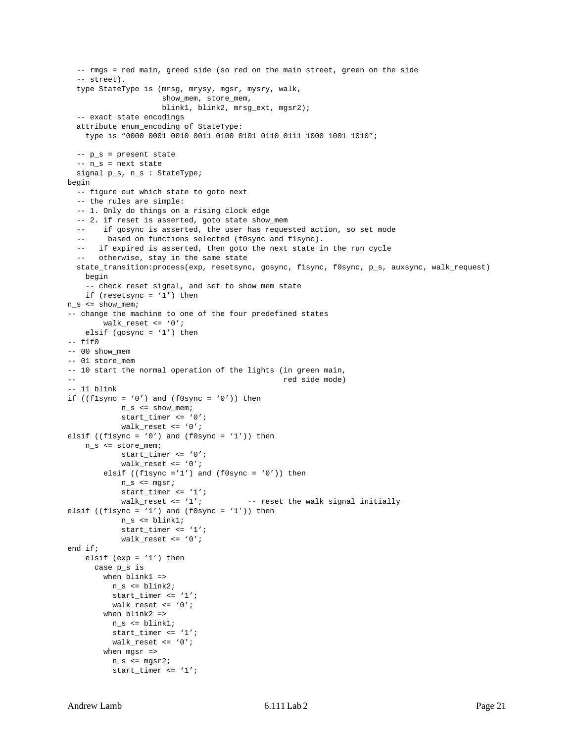```
  -- rmgs = red main, greed side (so red on the main street, green on the side
  -- street).
  type StateType is (mrsg, mrysy, mgsr, mysry, walk,
                     show_mem, store_mem,
                     blink1, blink2, mrsg_ext, mgsr2);
  -- exact state encodings
  attribute enum_encoding of StateType:
    type is "0000 0001 0010 0011 0100 0101 0110 0111 1000 1001 1010";

  -- p_s = present state
  -- n_s = next state
  signal p_s, n_s : StateType;
begin
  -- figure out which state to goto next
  -- the rules are simple:
  -- 1. Only do things on a rising clock edge
  -- 2. if reset is asserted, goto state show_mem
  --    if gosync is asserted, the user has requested action, so set mode
  --     based on functions selected (f0sync and f1sync).
  --   if expired is asserted, then goto the next state in the run cycle
  --   otherwise, stay in the same state
  state_transition:process(exp, resetsync, gosync, f1sync, f0sync, p_s, auxsync, walk_request)
    begin
    -- check reset signal, and set to show_mem state
    if (resetsync = '1') then
n_s <= show_mem;
-- change the machine to one of the four predefined states
        walk_reset <= '0';
    elsif (gosync = '1') then
-- f1f0
-- 00 show_mem
-- 01 store_mem
-- 10 start the normal operation of the lights (in green main,
--                                                red side mode)
-- 11 blink
if ((f1sync = '0') and (f0sync = '0')) then
            n_s <= show_mem;
            start_timer <= '0';
            walk_reset <= '0';
elsif ((f1sync = '0') and (f0sync = '1')) then
    n_s <= store_mem;
            start_timer <= '0';
            walk_reset <= '0';
        elsif ((f1sync ='1') and (f0sync = '0')) then
            n_s <= mgsr;
            start_timer <= '1';
            walk_reset <= '1';          -- reset the walk signal initially
elsif ((f1sync = '1') and (f0sync = '1')) then
            n_s <= blink1;
            start_timer <= '1';
            walk_reset <= '0';
end if;
    elsif (exp = '1') then
      case p_s is
        when blink1 =>
          n_s <= blink2;
          start_timer <= '1';
          walk_reset <= '0';
        when blink2 =>
          n_s <= blink1;
          start_timer <= '1';
          walk_reset <= '0';
        when mgsr =>
          n_s <= mgsr2;
          start_timer <= '1';
```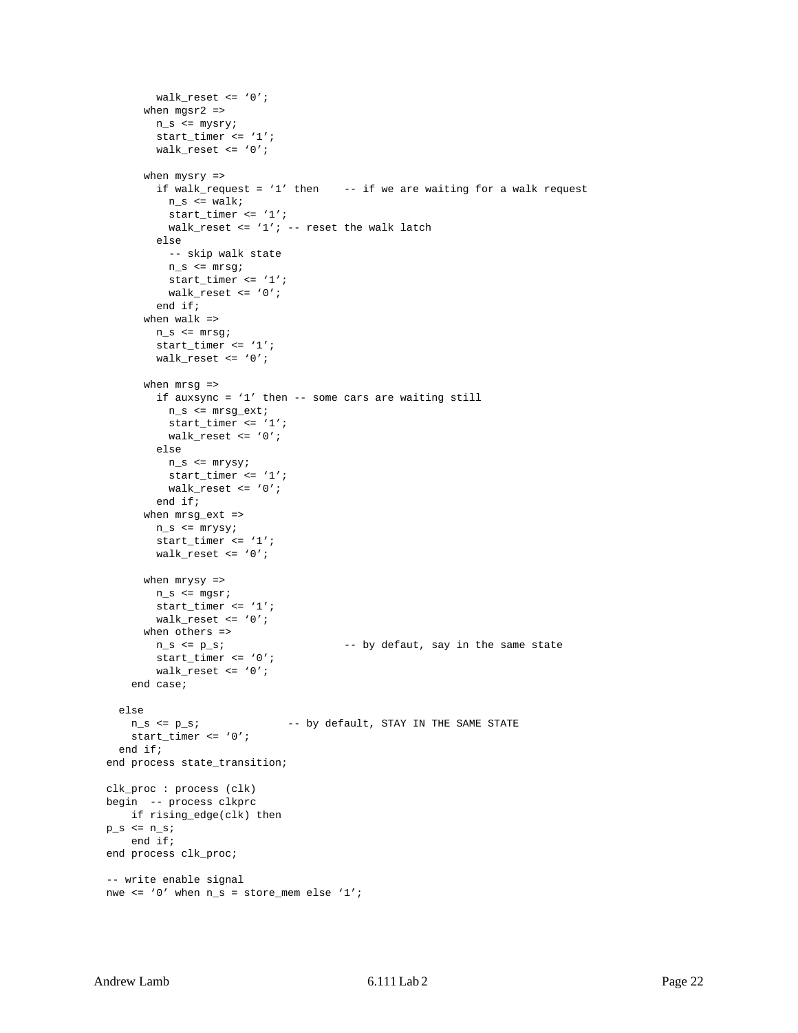```
        walk_reset <= ‘0’;
      when mgsr2 =>
        n_s <= mysry;
        start_timer <= ‘1’;
        walk_reset <= ‘0’;

      when mysry =>
        if walk_request = ‘1’ then    -- if we are waiting for a walk request
          n_s <= walk;
          start_timer <= ‘1’;
          walk_reset <= ‘1’; -- reset the walk latch
        else
          -- skip walk state
          n_s <= mrsg;
          start_timer <= ‘1’;
          walk_reset <= ‘0’;
        end if;
      when walk =>
        n_s <= mrsg;
        start_timer <= ‘1’;
        walk_reset <= ‘0’;

      when mrsg =>
        if auxsync = ‘1’ then -- some cars are waiting still
          n_s <= mrsg_ext;
          start_timer <= ‘1’;
          walk_reset <= ‘0’;
        else
          n_s <= mrysy;
          start_timer <= ‘1’;
          walk_reset <= ‘0’;
        end if;
      when mrsg_ext =>
        n_s <= mrysy;
        start_timer <= ‘1’;
        walk_reset <= ‘0’;

      when mrysy =>
        n_s <= mgsr;
        start_timer <= ‘1’;
        walk_reset <= ‘0’;
      when others =>
        n_s <= p_s;                   -- by defaut, say in the same state
        start_timer <= ‘0’;
        walk_reset <= ‘0’;
    end case;

  else
    n_s <= p_s;              -- by default, STAY IN THE SAME STATE
    start_timer <= ‘0’;
  end if;
end process state_transition;

clk_proc : process (clk)
begin  -- process clkprc
    if rising_edge(clk) then
p_s <= n_s;
    end if;
end process clk_proc;

-- write enable signal
nwe <= ‘0’ when n_s = store_mem else ‘1’;
```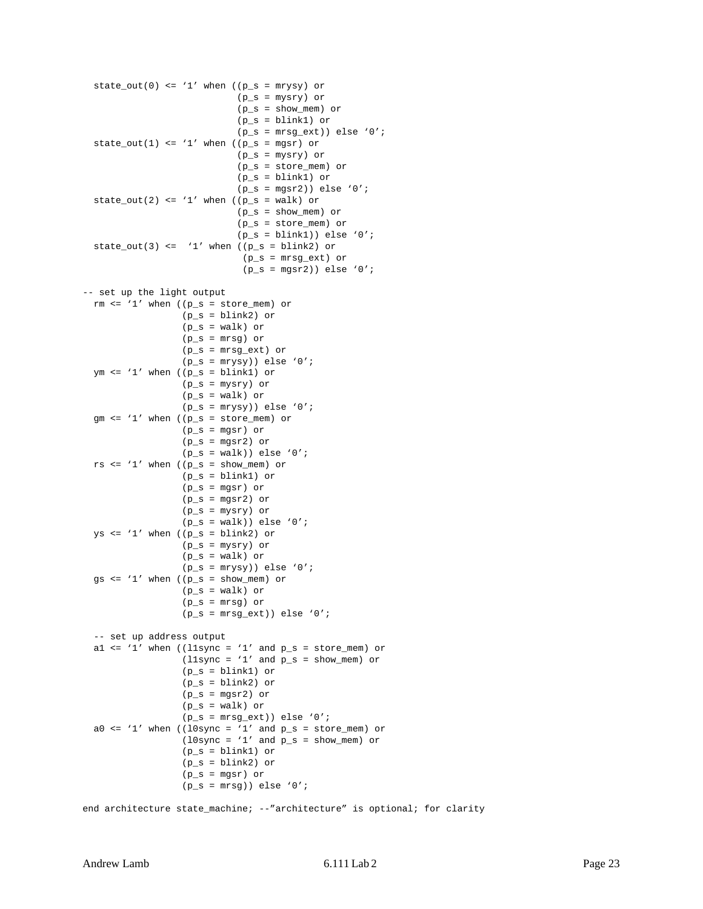```
  state_out(0) <= '1' when ((p_s = mrysy) or
                            (p_s = mysry) or
                            (p_s = show_mem) or
                            (p_s = blink1) or
                            (p_s = mrsg_ext)) else '0';
  state_out(1) <= '1' when ((p_s = mgsr) or
                            (p_s = mysry) or
                            (p_s = store_mem) or
                            (p_s = blink1) or
                            (p_s = mgsr2)) else '0';
  state_out(2) <= '1' when ((p_s = walk) or
                            (p_s = show_mem) or
                            (p_s = store_mem) or
                            (p_s = blink1)) else '0';
  state_out(3) <=  '1' when ((p_s = blink2) or
                             (p_s = mrsg_ext) or
                             (p_s = mgsr2)) else '0';

-- set up the light output
  rm <= '1' when ((p_s = store_mem) or
                  (p_s = blink2) or
                  (p_s = walk) or
                  (p_s = mrsg) or
                  (p_s = mrsg_ext) or
                  (p_s = mrysy)) else '0';
  ym <= '1' when ((p_s = blink1) or
                  (p_s = mysry) or
                  (p_s = walk) or
                  (p_s = mrysy)) else '0';
  gm <= '1' when ((p_s = store_mem) or
                  (p_s = mgsr) or
                  (p_s = mgsr2) or
                  (p_s = walk)) else '0';
  rs <= '1' when ((p_s = show_mem) or
                  (p_s = blink1) or
                  (p_s = mgsr) or
                  (p_s = mgsr2) or
                  (p_s = mysry) or
                  (p_s = walk)) else '0';
  ys <= '1' when ((p_s = blink2) or
                  (p_s = mysry) or
                  (p_s = walk) or
                  (p_s = mrysy)) else '0';
  gs <= '1' when ((p_s = show_mem) or
                  (p_s = walk) or
                  (p_s = mrsg) or
                  (p_s = mrsg_ext)) else '0';

  -- set up address output
  a1 <= '1' when ((l1sync = '1' and p_s = store_mem) or
                  (l1sync = '1' and p_s = show_mem) or
                  (p_s = blink1) or
                  (p_s = blink2) or
                  (p_s = mgsr2) or
                  (p_s = walk) or
                  (p_s = mrsg_ext)) else '0';
  a0 <= '1' when ((l0sync = '1' and p_s = store_mem) or
                  (l0sync = '1' and p_s = show_mem) or
                  (p_s = blink1) or
                  (p_s = blink2) or
                  (p_s = mgsr) or
                  (p_s = mrsg)) else '0';

end architecture state_machine; --"architecture" is optional; for clarity
```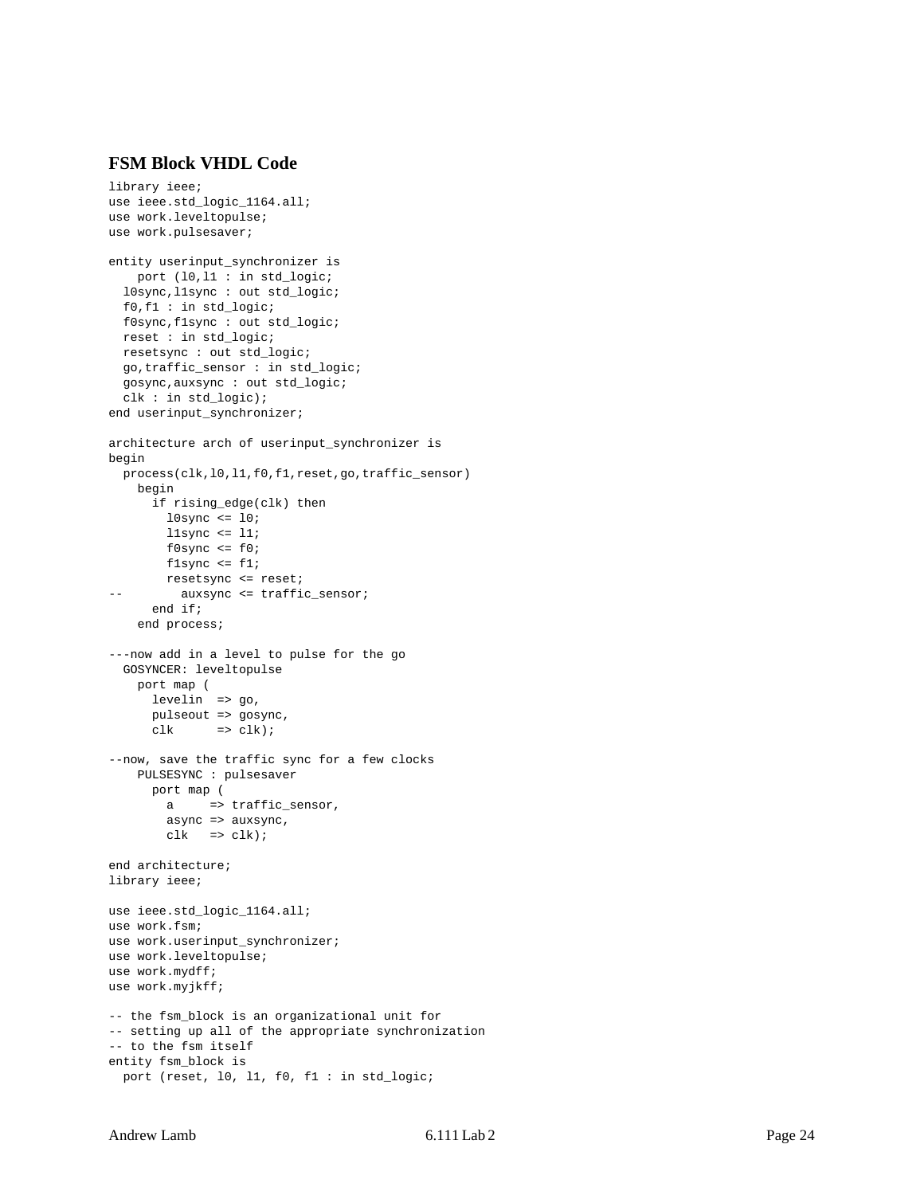### FSM Block VHDL Code

```
library ieee;
use ieee.std_logic_1164.all;
use work.leveltopulse;
use work.pulsesaver;

entity userinput_synchronizer is
    port (l0,l1 : in std_logic;
  l0sync,l1sync : out std_logic;
  f0,f1 : in std_logic;
  f0sync,f1sync : out std_logic;
  reset : in std_logic;
  resetsync : out std_logic;
  go,traffic_sensor : in std_logic;
  gosync,auxsync : out std_logic;
  clk : in std_logic);
end userinput_synchronizer;

architecture arch of userinput_synchronizer is
begin
  process(clk,l0,l1,f0,f1,reset,go,traffic_sensor)
    begin
      if rising_edge(clk) then
        l0sync <= l0;
        l1sync <= l1;
        f0sync <= f0;
        f1sync <= f1;
        resetsync <= reset;
--        auxsync <= traffic_sensor;
      end if;
    end process;

---now add in a level to pulse for the go
  GOSYNCER: leveltopulse
    port map (
      levelin  => go,
      pulseout => gosync,
      clk      => clk);

--now, save the traffic sync for a few clocks
    PULSESYNC : pulsesaver
      port map (
        a     => traffic_sensor,
        async => auxsync,
        clk   => clk);

end architecture;
library ieee;

use ieee.std_logic_1164.all;
use work.fsm;
use work.userinput_synchronizer;
use work.leveltopulse;
use work.mydff;
use work.myjkff;

-- the fsm_block is an organizational unit for
-- setting up all of the appropriate synchronization
-- to the fsm itself
entity fsm_block is
  port (reset, l0, l1, f0, f1 : in std_logic;
```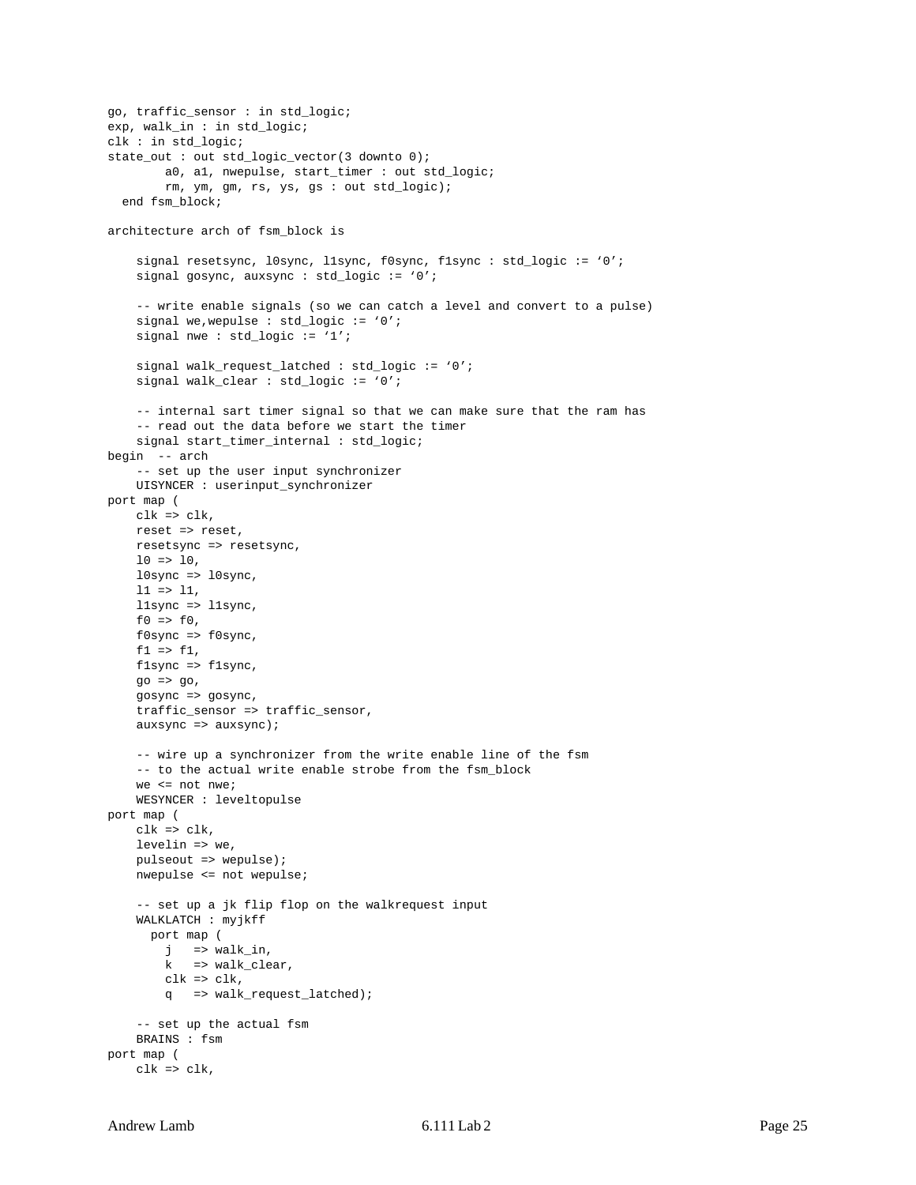```
go, traffic_sensor : in std_logic;
exp, walk_in : in std_logic;
clk : in std_logic;
state_out : out std_logic_vector(3 downto 0);
        a0, a1, nwepulse, start_timer : out std_logic;
        rm, ym, gm, rs, ys, gs : out std_logic);
  end fsm_block;

architecture arch of fsm_block is

    signal resetsync, l0sync, l1sync, f0sync, f1sync : std_logic := '0';
    signal gosync, auxsync : std_logic := '0';

    -- write enable signals (so we can catch a level and convert to a pulse)
    signal we,wepulse : std_logic := '0';
    signal nwe : std_logic := '1';

    signal walk_request_latched : std_logic := '0';
    signal walk_clear : std_logic := '0';

    -- internal sart timer signal so that we can make sure that the ram has
    -- read out the data before we start the timer
    signal start_timer_internal : std_logic;
begin  -- arch
    -- set up the user input synchronizer
    UISYNCER : userinput_synchronizer
port map (
    clk => clk,
    reset => reset,
    resetsync => resetsync,
    l0 => l0,
    l0sync => l0sync,
    l1 => l1,
    l1sync => l1sync,
    f0 => f0,
    f0sync => f0sync,
    f1 => f1,
    f1sync => f1sync,
    go => go,
    gosync => gosync,
    traffic_sensor => traffic_sensor,
    auxsync => auxsync);

    -- wire up a synchronizer from the write enable line of the fsm
    -- to the actual write enable strobe from the fsm_block
    we <= not nwe;
    WESYNCER : leveltopulse
port map (
    clk => clk,
    levelin => we,
    pulseout => wepulse);
    nwepulse <= not wepulse;

    -- set up a jk flip flop on the walkrequest input
    WALKLATCH : myjkff
      port map (
        j   => walk_in,
        k   => walk_clear,
        clk => clk,
        q   => walk_request_latched);

    -- set up the actual fsm
    BRAINS : fsm
port map (
    clk => clk,
```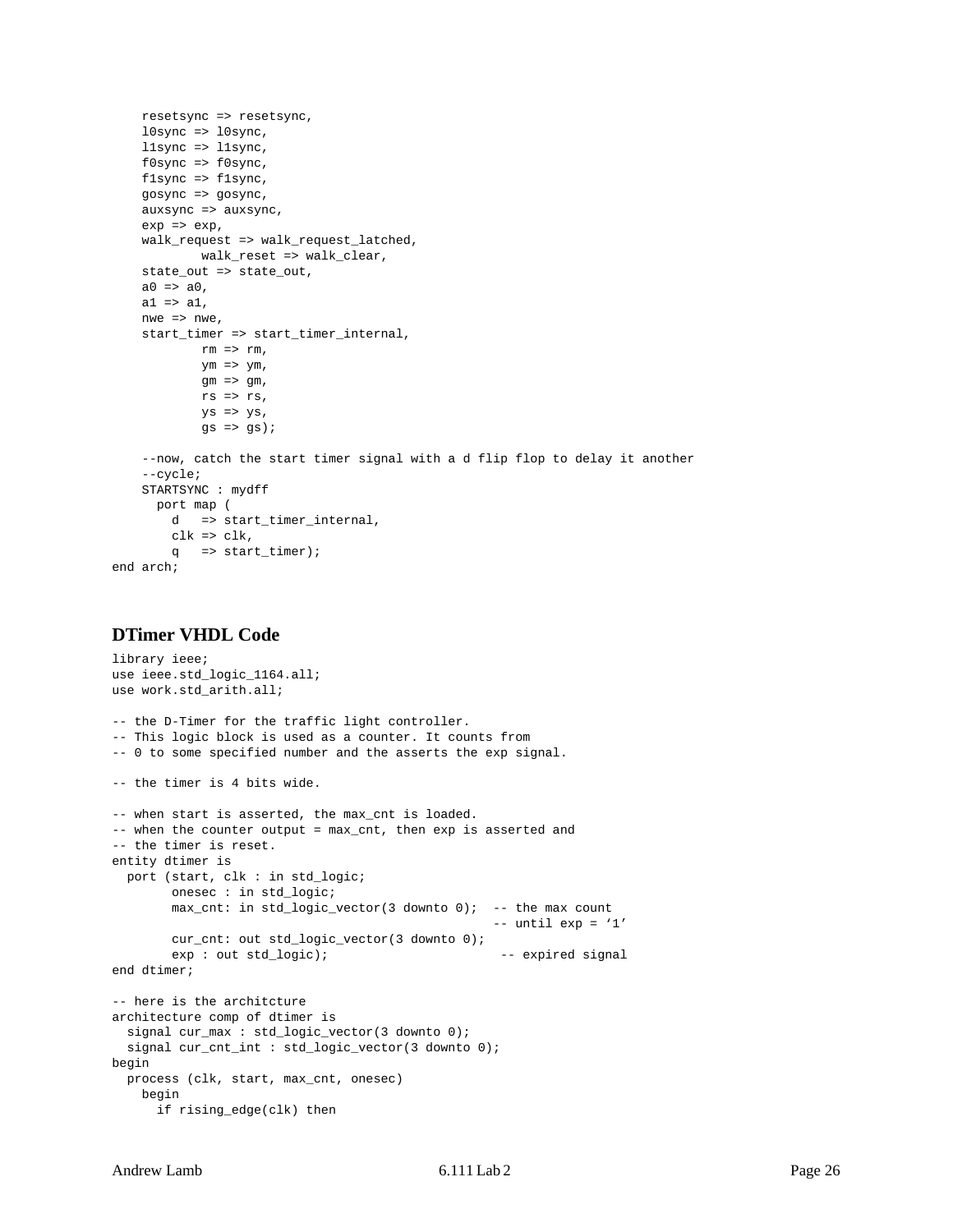```
    resetsync => resetsync,
    l0sync => l0sync,
    l1sync => l1sync,
    f0sync => f0sync,
    f1sync => f1sync,
    gosync => gosync,
    auxsync => auxsync,
    exp => exp,
    walk_request => walk_request_latched,
            walk_reset => walk_clear,
    state_out => state_out,
    a0 => a0,
    a1 => a1,
    nwe => nwe,
    start_timer => start_timer_internal,
            rm => rm,
            ym => ym,
            gm => gm,
            rs => rs,
            ys => ys,
            gs => gs);

    --now, catch the start timer signal with a d flip flop to delay it another
    --cycle;
    STARTSYNC : mydff
      port map (
        d   => start_timer_internal,
        clk => clk,
        q   => start_timer);
end arch;
```

### DTimer VHDL Code

```
library ieee;
use ieee.std_logic_1164.all;
use work.std_arith.all;

-- the D-Timer for the traffic light controller.
-- This logic block is used as a counter. It counts from
-- 0 to some specified number and the asserts the exp signal.

-- the timer is 4 bits wide.

-- when start is asserted, the max_cnt is loaded.
-- when the counter output = max_cnt, then exp is asserted and
-- the timer is reset.
entity dtimer is
  port (start, clk : in std_logic;
        onesec : in std_logic;
        max_cnt: in std_logic_vector(3 downto 0);  -- the max count
                                                   -- until exp = '1'
        cur_cnt: out std_logic_vector(3 downto 0);
        exp : out std_logic);                       -- expired signal
end dtimer;

-- here is the architcture
architecture comp of dtimer is
  signal cur_max : std_logic_vector(3 downto 0);
  signal cur_cnt_int : std_logic_vector(3 downto 0);
begin
  process (clk, start, max_cnt, onesec)
    begin
      if rising_edge(clk) then
```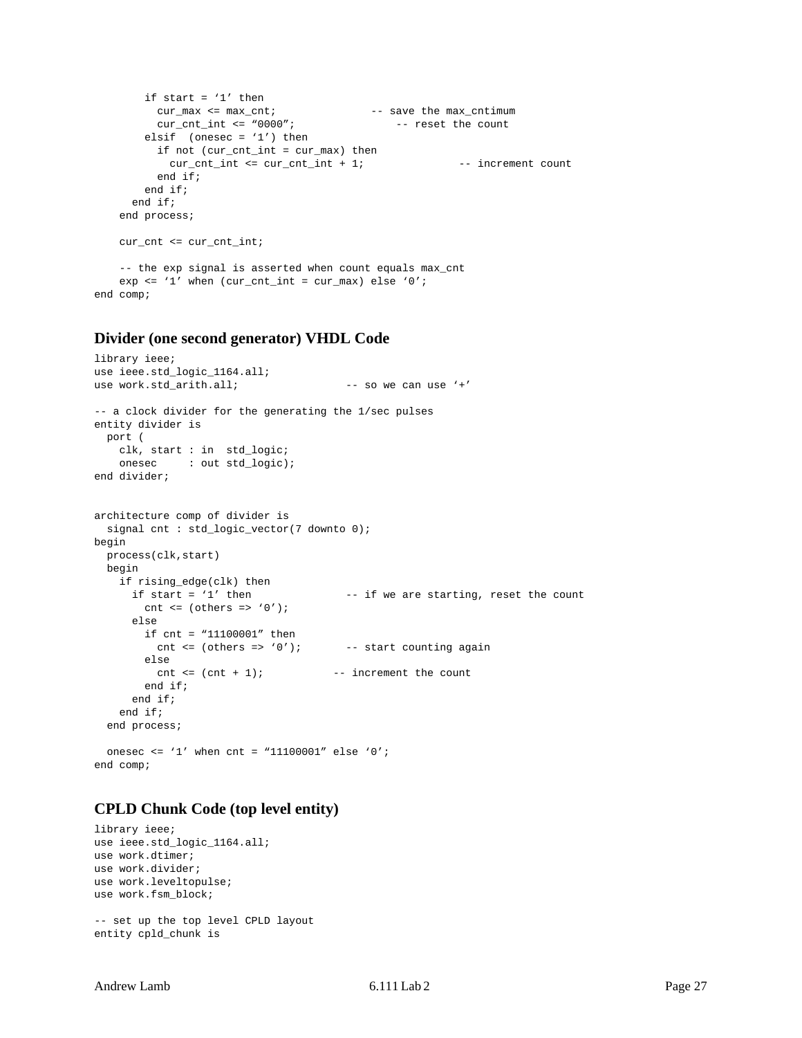```
        if start = '1' then
          cur_max <= max_cnt;               -- save the max_cntimum
          cur_cnt_int <= "0000";                -- reset the count
        elsif  (onesec = '1') then
          if not (cur_cnt_int = cur_max) then
            cur_cnt_int <= cur_cnt_int + 1;               -- increment count
          end if;
        end if;
      end if;
    end process;

    cur_cnt <= cur_cnt_int;

    -- the exp signal is asserted when count equals max_cnt
    exp <= '1' when (cur_cnt_int = cur_max) else '0';
end comp;
```

## Divider (one second generator) VHDL Code

```
library ieee;
use ieee.std_logic_1164.all;
use work.std_arith.all;                 -- so we can use '+'

-- a clock divider for the generating the 1/sec pulses
entity divider is
  port (
    clk, start : in  std_logic;
    onesec     : out std_logic);
end divider;


architecture comp of divider is
  signal cnt : std_logic_vector(7 downto 0);
begin
  process(clk,start)
  begin
    if rising_edge(clk) then
      if start = '1' then               -- if we are starting, reset the count
        cnt <= (others => '0');
      else
        if cnt = "11100001" then
          cnt <= (others => '0');       -- start counting again
        else
          cnt <= (cnt + 1);           -- increment the count
        end if;
      end if;
    end if;
  end process;

  onesec <= '1' when cnt = "11100001" else '0';
end comp;
```

## CPLD Chunk Code (top level entity)

```
library ieee;
use ieee.std_logic_1164.all;
use work.dtimer;
use work.divider;
use work.leveltopulse;
use work.fsm_block;

-- set up the top level CPLD layout
entity cpld_chunk is
```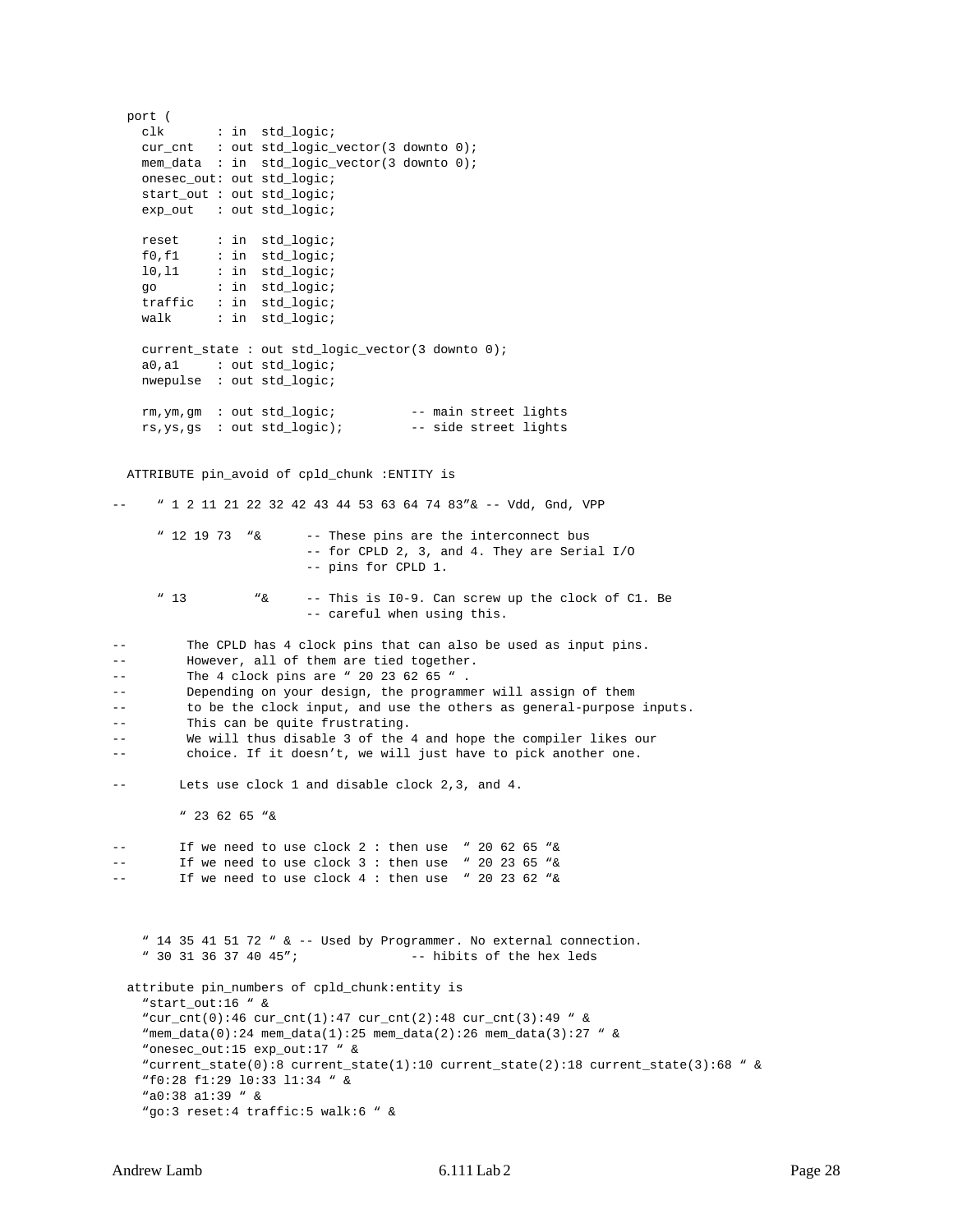```
  port (
    clk       : in  std_logic;
    cur_cnt   : out std_logic_vector(3 downto 0);
    mem_data  : in  std_logic_vector(3 downto 0);
    onesec_out: out std_logic;
    start_out : out std_logic;
    exp_out   : out std_logic;

    reset     : in  std_logic;
    f0,f1     : in  std_logic;
    l0,l1     : in  std_logic;
    go        : in  std_logic;
    traffic   : in  std_logic;
    walk      : in  std_logic;

    current_state : out std_logic_vector(3 downto 0);
    a0,a1     : out std_logic;
    nwepulse  : out std_logic;

    rm,ym,gm  : out std_logic;          -- main street lights
    rs,ys,gs  : out std_logic);         -- side street lights


  ATTRIBUTE pin_avoid of cpld_chunk :ENTITY is

--    " 1 2 11 21 22 32 42 43 44 53 63 64 74 83"& -- Vdd, Gnd, VPP

      " 12 19 73  "&      -- These pins are the interconnect bus
                          -- for CPLD 2, 3, and 4. They are Serial I/O
                          -- pins for CPLD 1.

      " 13         "&     -- This is I0-9. Can screw up the clock of C1. Be
                          -- careful when using this.

--        The CPLD has 4 clock pins that can also be used as input pins.
--        However, all of them are tied together.
--        The 4 clock pins are " 20 23 62 65 " .
--        Depending on your design, the programmer will assign of them
--        to be the clock input, and use the others as general-purpose inputs.
--        This can be quite frustrating.
--        We will thus disable 3 of the 4 and hope the compiler likes our
--        choice. If it doesn't, we will just have to pick another one.

--       Lets use clock 1 and disable clock 2,3, and 4.

         " 23 62 65 "&

--       If we need to use clock 2 : then use  " 20 62 65 "&
--       If we need to use clock 3 : then use  " 20 23 65 "&
--       If we need to use clock 4 : then use  " 20 23 62 "&



    " 14 35 41 51 72 " & -- Used by Programmer. No external connection.
    " 30 31 36 37 40 45";               -- hibits of the hex leds

  attribute pin_numbers of cpld_chunk:entity is
    "start_out:16 " &
    "cur_cnt(0):46 cur_cnt(1):47 cur_cnt(2):48 cur_cnt(3):49 " &
    "mem_data(0):24 mem_data(1):25 mem_data(2):26 mem_data(3):27 " &
    "onesec_out:15 exp_out:17 " &
    "current_state(0):8 current_state(1):10 current_state(2):18 current_state(3):68 " &
    "f0:28 f1:29 l0:33 l1:34 " &
    "a0:38 a1:39 " &
    "go:3 reset:4 traffic:5 walk:6 " &
```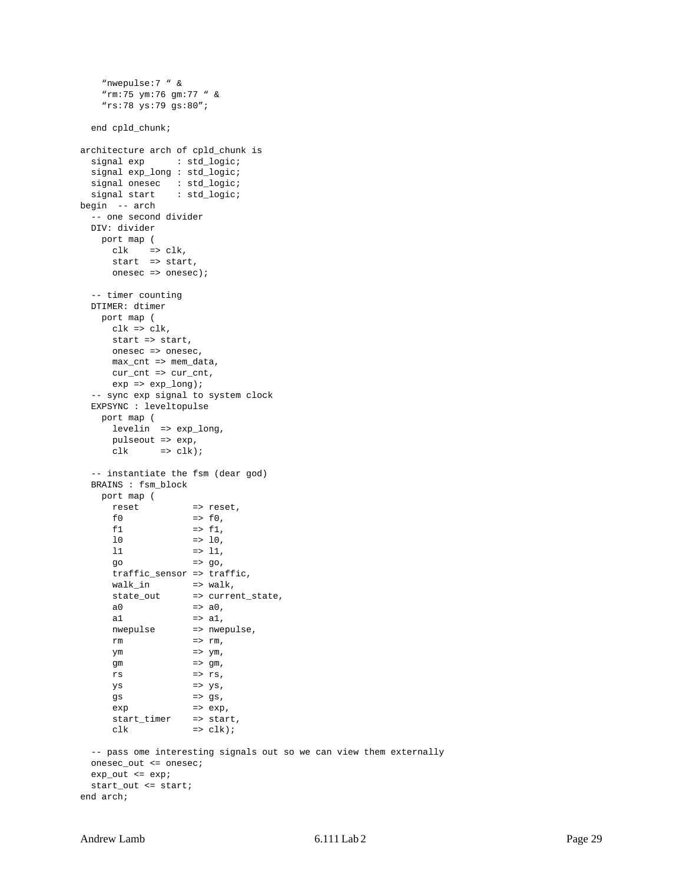```
    “nwepulse:7 “ &
    “rm:75 ym:76 gm:77 “ &
    “rs:78 ys:79 gs:80”;

  end cpld_chunk;

architecture arch of cpld_chunk is
  signal exp      : std_logic;
  signal exp_long : std_logic;
  signal onesec   : std_logic;
  signal start    : std_logic;
begin  -- arch
  -- one second divider
  DIV: divider
    port map (
      clk    => clk,
      start  => start,
      onesec => onesec);

  -- timer counting
  DTIMER: dtimer
    port map (
      clk => clk,
      start => start,
      onesec => onesec,
      max_cnt => mem_data,
      cur_cnt => cur_cnt,
      exp => exp_long);
  -- sync exp signal to system clock
  EXPSYNC : leveltopulse
    port map (
      levelin  => exp_long,
      pulseout => exp,
      clk      => clk);

  -- instantiate the fsm (dear god)
  BRAINS : fsm_block
    port map (
      reset          => reset,
      f0             => f0,
      f1             => f1,
      l0             => l0,
      l1             => l1,
      go             => go,
      traffic_sensor => traffic,
      walk_in        => walk,
      state_out      => current_state,
      a0             => a0,
      a1             => a1,
      nwepulse       => nwepulse,
      rm             => rm,
      ym             => ym,
      gm             => gm,
      rs             => rs,
      ys             => ys,
      gs             => gs,
      exp            => exp,
      start_timer    => start,
      clk            => clk);

  -- pass ome interesting signals out so we can view them externally
  onesec_out <= onesec;
  exp_out <= exp;
  start_out <= start;
end arch;
```